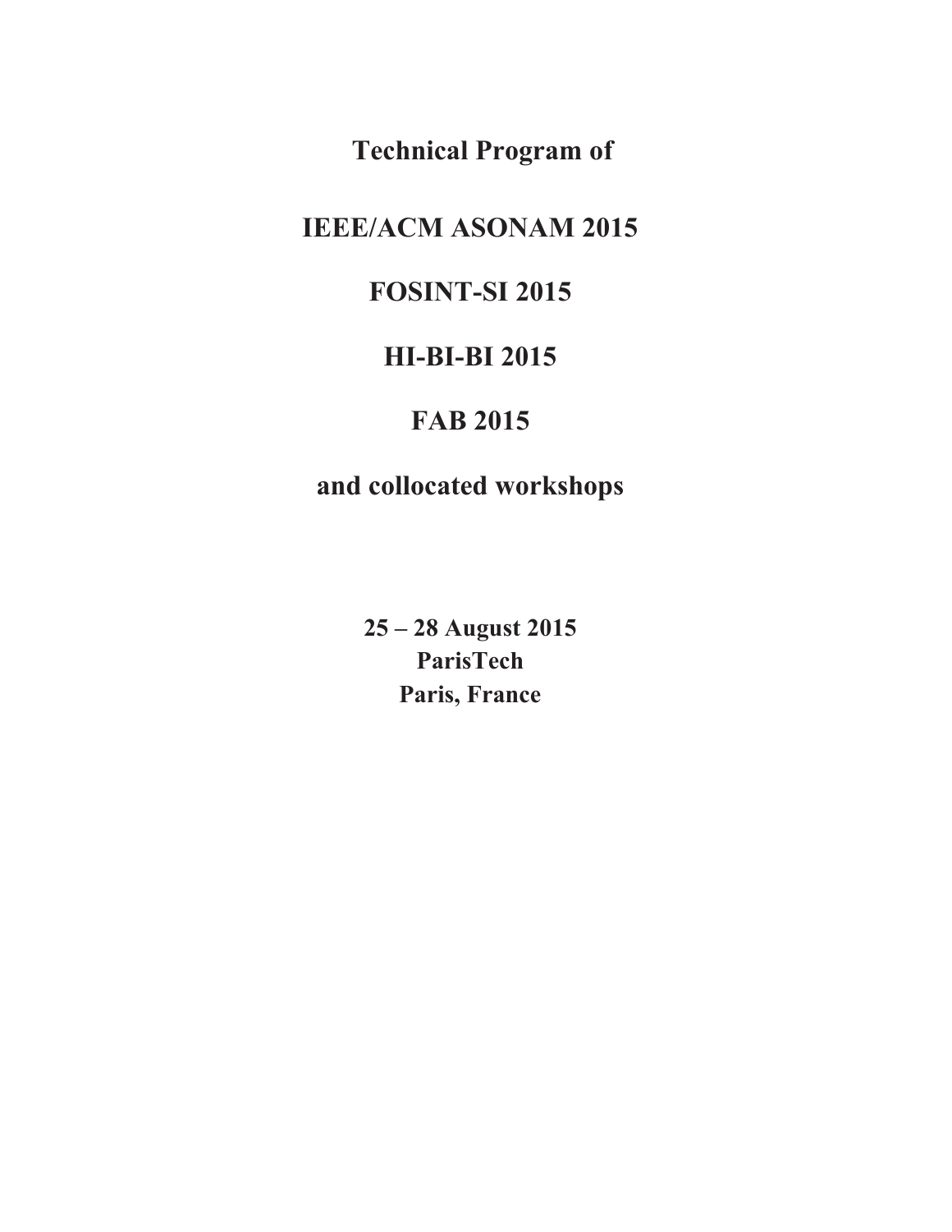# Technical Program of

# IEEE/ACM ASONAM 2015

# FOSINT-SI 2015

# HI-BI-BI 2015

# FAB 2015

# and collocated workshops

**25 – 28 August 2015**
**ParisTech**
**Paris, France**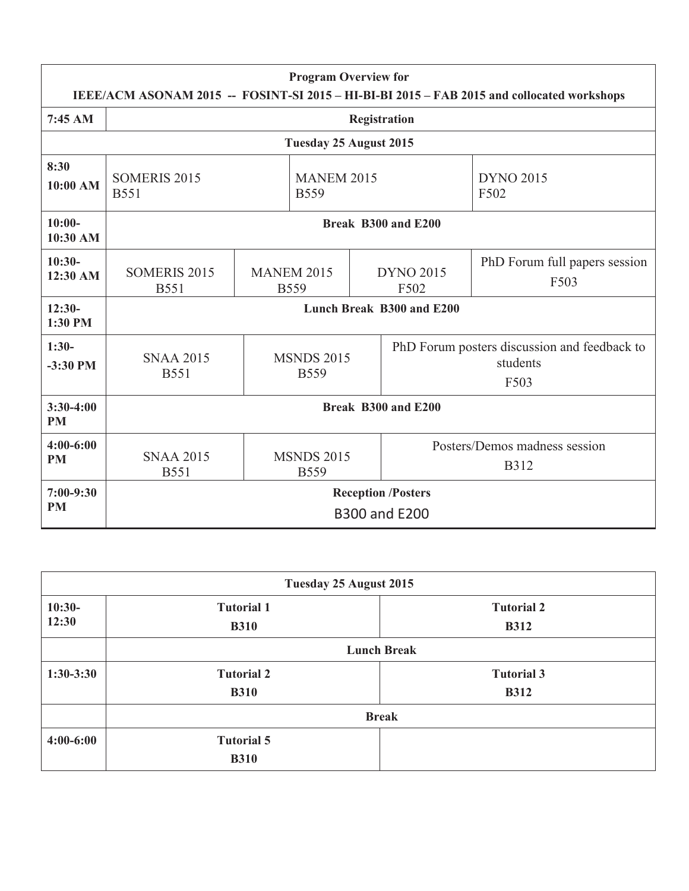| Program Overview for IEEE/ACM ASONAM 2015 -- FOSINT-SI 2015 – HI-BI-BI 2015 – FAB 2015 and collocated workshops | | | | |
|---|---|---|---|---|
| 7:45 AM | Registration | | | |
| | Tuesday 25 August 2015 | | | |
| 8:30 10:00 AM | SOMERIS 2015 B551 | MANEM 2015 B559 | DYNO 2015 F502 | |
| 10:00-10:30 AM | Break B300 and E200 | | | |
| 10:30-12:30 AM | SOMERIS 2015 B551 | MANEM 2015 B559 | DYNO 2015 F502 | PhD Forum full papers session F503 |
| 12:30-1:30 PM | Lunch Break B300 and E200 | | | |
| 1:30--3:30 PM | SNAA 2015 B551 | MSNDS 2015 B559 | PhD Forum posters discussion and feedback to students F503 | |
| 3:30-4:00 PM | Break B300 and E200 | | | |
| 4:00-6:00 PM | SNAA 2015 B551 | MSNDS 2015 B559 | Posters/Demos madness session B312 | |
| 7:00-9:30 PM | Reception /Posters B300 and E200 | | | |

| Tuesday 25 August 2015 | | |
|---|---|---|
| 10:30-12:30 | **Tutorial 1** **B310** | **Tutorial 2** **B312** |
| | **Lunch Break** | |
| 1:30-3:30 | **Tutorial 2** **B310** | **Tutorial 3** **B312** |
| | **Break** | |
| 4:00-6:00 | **Tutorial 5** **B310** | |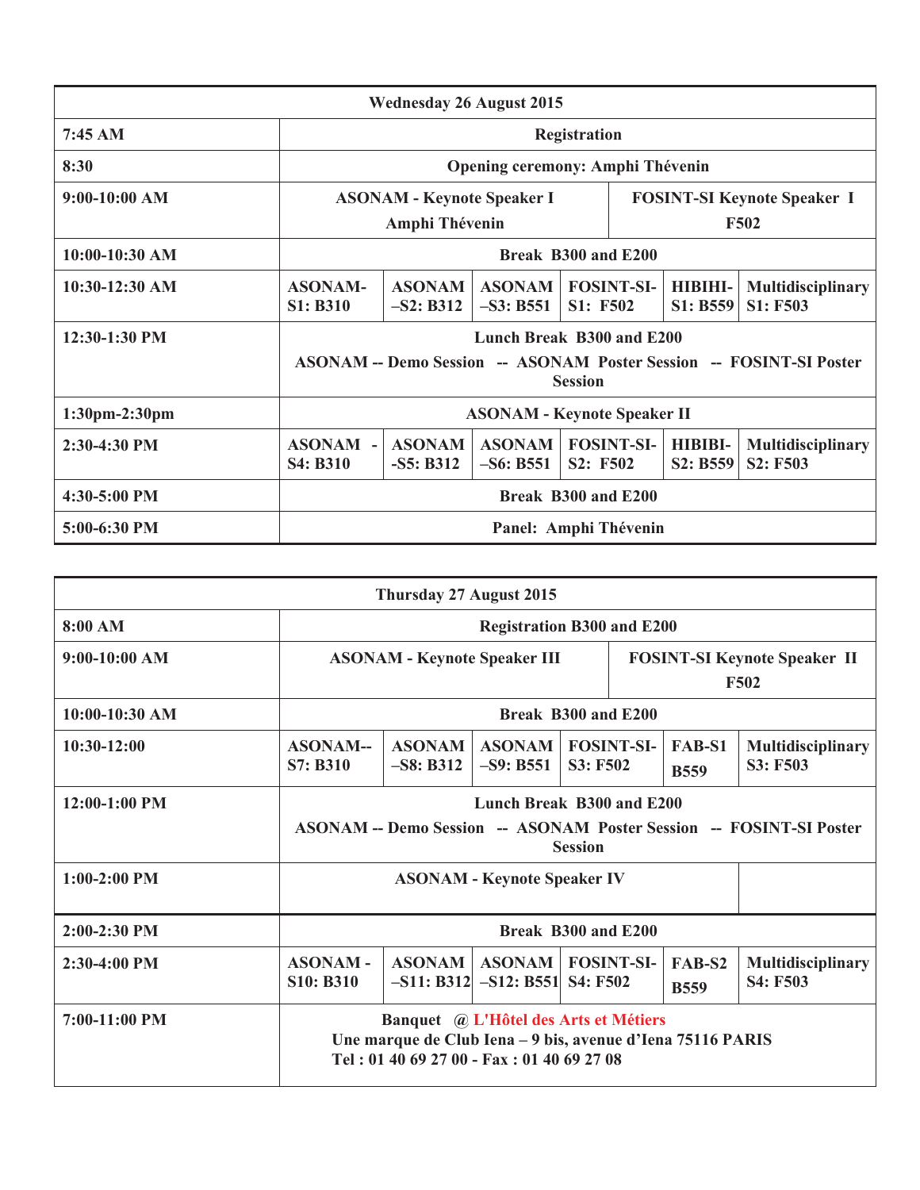| Wednesday 26 August 2015 | | | | | | |
|---|---|---|---|---|---|---|
| **7:45 AM** | **Registration** | | | | | |
| **8:30** | **Opening ceremony: Amphi Thévenin** | | | | | |
| **9:00-10:00 AM** | **ASONAM - Keynote Speaker I Amphi Thévenin** | | | **FOSINT-SI Keynote Speaker I F502** | | |
| **10:00-10:30 AM** | **Break B300 and E200** | | | | | |
| **10:30-12:30 AM** | **ASONAM-S1: B310** | **ASONAM –S2: B312** | **ASONAM –S3: B551** | **FOSINT-SI-S1: F502** | **HIBIHI-S1: B559** | **Multidisciplinary S1: F503** |
| **12:30-1:30 PM** | **Lunch Break B300 and E200**<br>**ASONAM -- Demo Session -- ASONAM Poster Session -- FOSINT-SI Poster Session** | | | | | |
| **1:30pm-2:30pm** | **ASONAM - Keynote Speaker II** | | | | | |
| **2:30-4:30 PM** | **ASONAM - S4: B310** | **ASONAM -S5: B312** | **ASONAM –S6: B551** | **FOSINT-SI-S2: F502** | **HIBIBI-S2: B559** | **Multidisciplinary S2: F503** |
| **4:30-5:00 PM** | **Break B300 and E200** | | | | | |
| **5:00-6:30 PM** | **Panel: Amphi Thévenin** | | | | | |

| Thursday 27 August 2015 | | | | | | |
|---|---|---|---|---|---|---|
| **8:00 AM** | **Registration B300 and E200** | | | | | |
| **9:00-10:00 AM** | **ASONAM - Keynote Speaker III** | | | **FOSINT-SI Keynote Speaker II F502** | | |
| **10:00-10:30 AM** | **Break B300 and E200** | | | | | |
| **10:30-12:00** | **ASONAM--S7: B310** | **ASONAM –S8: B312** | **ASONAM –S9: B551** | **FOSINT-SI-S3: F502** | **FAB-S1 B559** | **Multidisciplinary S3: F503** |
| **12:00-1:00 PM** | **Lunch Break B300 and E200**<br>**ASONAM -- Demo Session -- ASONAM Poster Session -- FOSINT-SI Poster Session** | | | | | |
| **1:00-2:00 PM** | **ASONAM - Keynote Speaker IV** | | | | | |
| **2:00-2:30 PM** | **Break B300 and E200** | | | | | |
| **2:30-4:00 PM** | **ASONAM - S10: B310** | **ASONAM –S11: B312** | **ASONAM –S12: B551** | **FOSINT-SI-S4: F502** | **FAB-S2 B559** | **Multidisciplinary S4: F503** |
| **7:00-11:00 PM** | **Banquet @ L'Hôtel des Arts et Métiers**<br>**Une marque de Club Iena – 9 bis, avenue d'Iena 75116 PARIS**<br>**Tel : 01 40 69 27 00 - Fax : 01 40 69 27 08** | | | | | |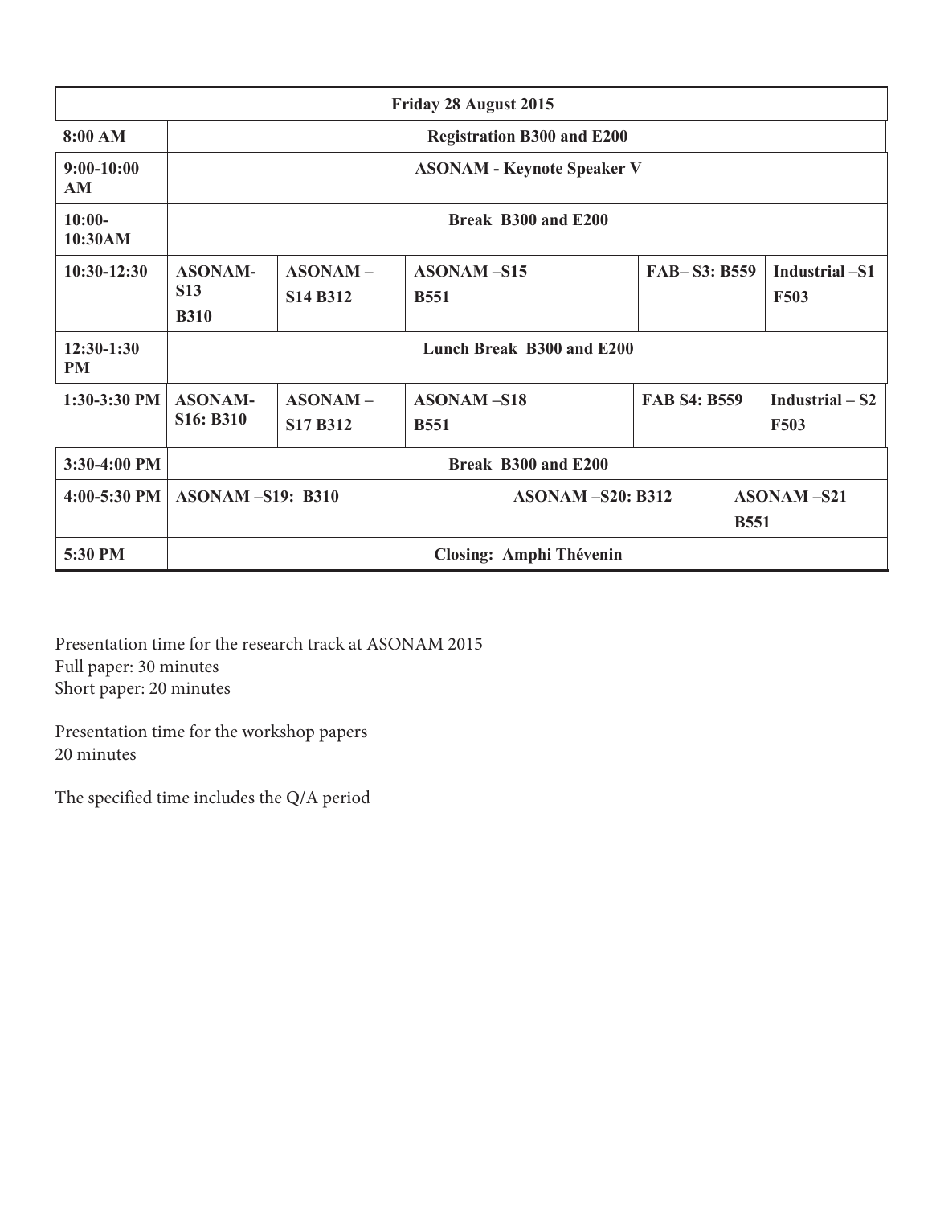| Friday 28 August 2015 | | | | | |
|---|---|---|---|---|---|
| **8:00 AM** | **Registration B300 and E200** | | | | |
| **9:00-10:00 AM** | **ASONAM - Keynote Speaker V** | | | | |
| **10:00-10:30AM** | **Break B300 and E200** | | | | |
| **10:30-12:30** | **ASONAM-S13 B310** | **ASONAM – S14 B312** | **ASONAM –S15 B551** | **FAB– S3: B559** | **Industrial –S1 F503** |
| **12:30-1:30 PM** | **Lunch Break B300 and E200** | | | | |
| **1:30-3:30 PM** | **ASONAM-S16: B310** | **ASONAM – S17 B312** | **ASONAM –S18 B551** | **FAB S4: B559** | **Industrial – S2 F503** |
| **3:30-4:00 PM** | **Break B300 and E200** | | | | |
| **4:00-5:30 PM** | **ASONAM –S19: B310** | | **ASONAM –S20: B312** | | **ASONAM –S21 B551** |
| **5:30 PM** | **Closing: Amphi Thévenin** | | | | |

Presentation time for the research track at ASONAM 2015
Full paper: 30 minutes
Short paper: 20 minutes

Presentation time for the workshop papers
20 minutes

The specified time includes the Q/A period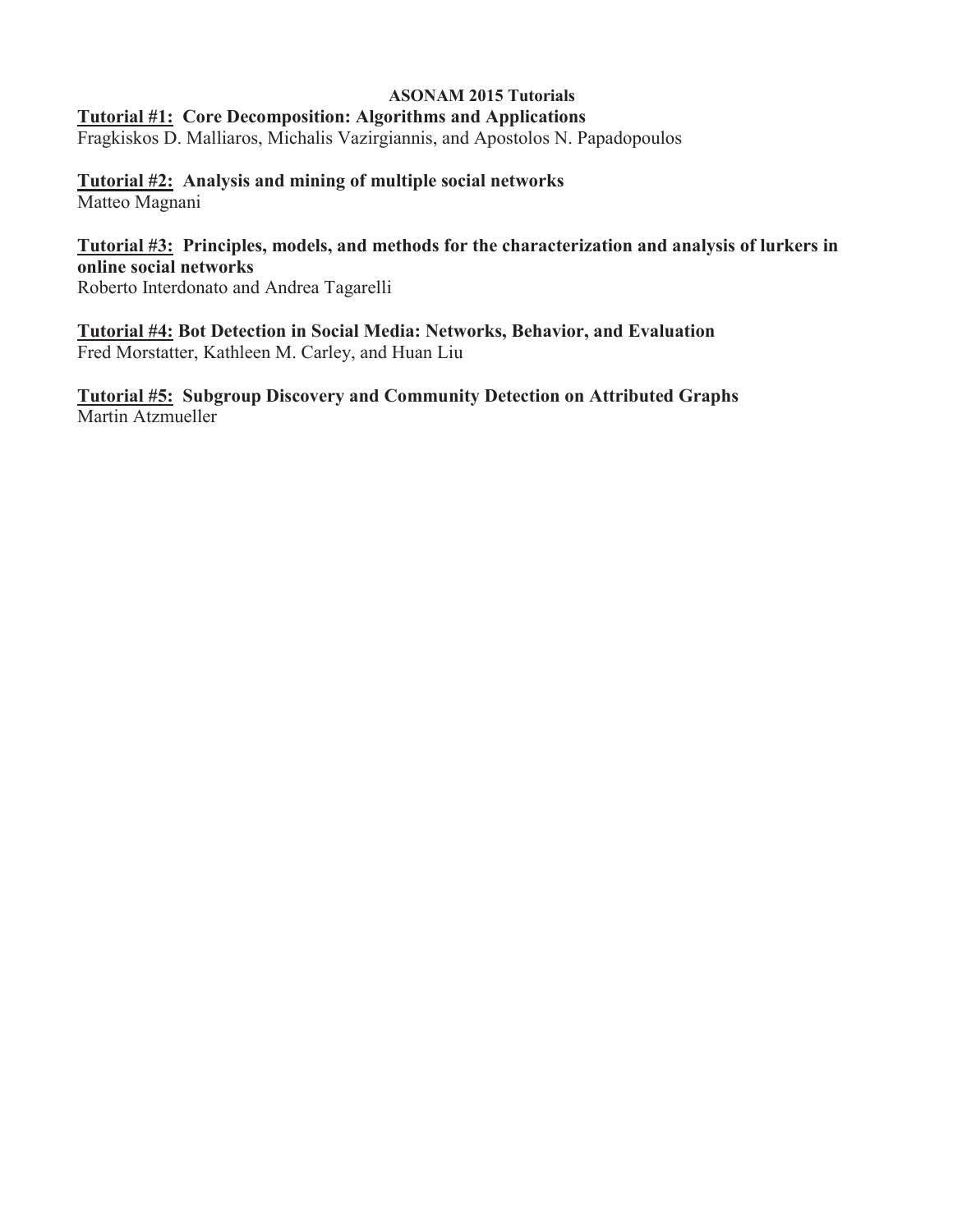# ASONAM 2015 Tutorials

**Tutorial #1: Core Decomposition: Algorithms and Applications**
Fragkiskos D. Malliaros, Michalis Vazirgiannis, and Apostolos N. Papadopoulos

**Tutorial #2: Analysis and mining of multiple social networks**
Matteo Magnani

**Tutorial #3: Principles, models, and methods for the characterization and analysis of lurkers in online social networks**
Roberto Interdonato and Andrea Tagarelli

**Tutorial #4: Bot Detection in Social Media: Networks, Behavior, and Evaluation**
Fred Morstatter, Kathleen M. Carley, and Huan Liu

**Tutorial #5: Subgroup Discovery and Community Detection on Attributed Graphs**
Martin Atzmueller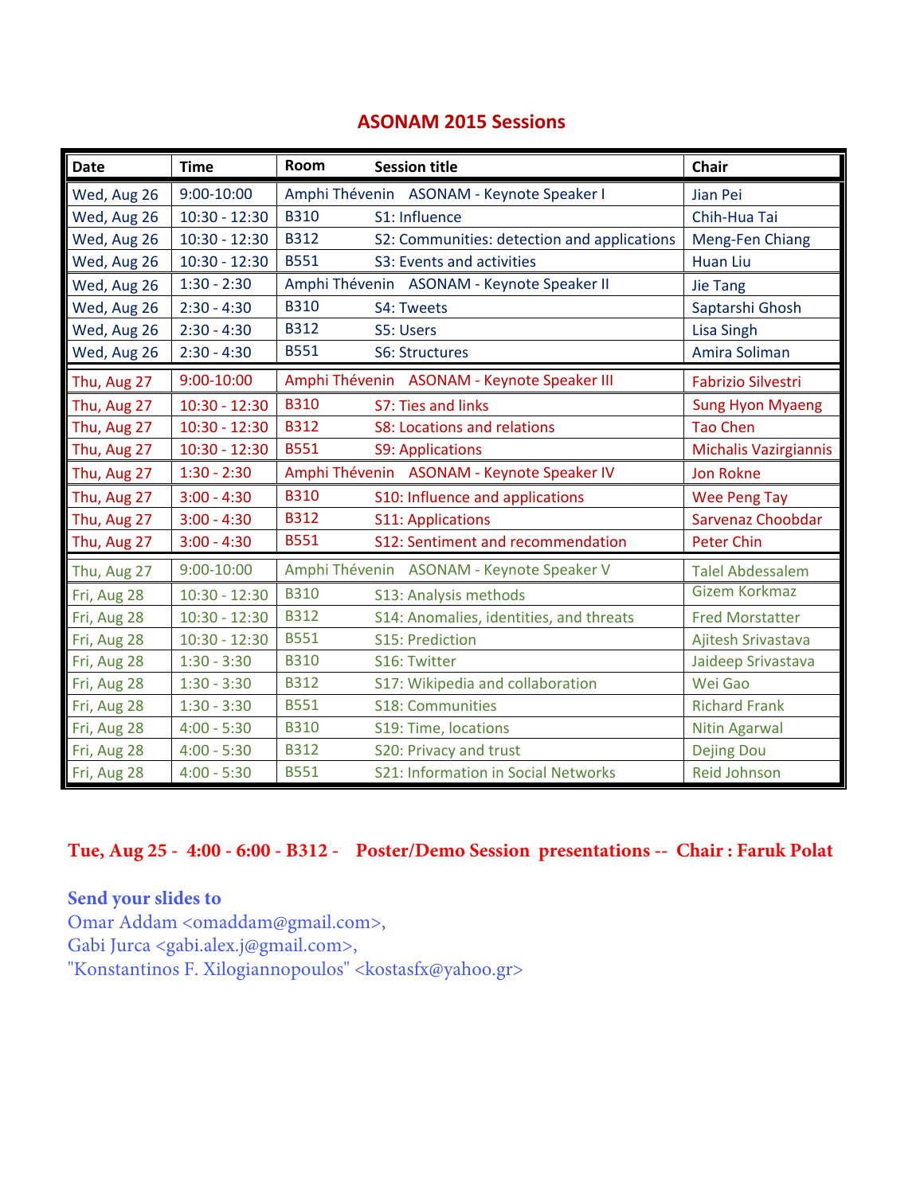# ASONAM 2015 Sessions

| Date | Time | Room | Session title | Chair |
|---|---|---|---|---|
| Wed, Aug 26 | 9:00-10:00 | Amphi Thévenin | ASONAM - Keynote Speaker I | Jian Pei |
| Wed, Aug 26 | 10:30 - 12:30 | B310 | S1: Influence | Chih-Hua Tai |
| Wed, Aug 26 | 10:30 - 12:30 | B312 | S2: Communities: detection and applications | Meng-Fen Chiang |
| Wed, Aug 26 | 10:30 - 12:30 | B551 | S3: Events and activities | Huan Liu |
| Wed, Aug 26 | 1:30 - 2:30 | Amphi Thévenin | ASONAM - Keynote Speaker II | Jie Tang |
| Wed, Aug 26 | 2:30 - 4:30 | B310 | S4: Tweets | Saptarshi Ghosh |
| Wed, Aug 26 | 2:30 - 4:30 | B312 | S5: Users | Lisa Singh |
| Wed, Aug 26 | 2:30 - 4:30 | B551 | S6: Structures | Amira Soliman |
| Thu, Aug 27 | 9:00-10:00 | Amphi Thévenin | ASONAM - Keynote Speaker III | Fabrizio Silvestri |
| Thu, Aug 27 | 10:30 - 12:30 | B310 | S7: Ties and links | Sung Hyon Myaeng |
| Thu, Aug 27 | 10:30 - 12:30 | B312 | S8: Locations and relations | Tao Chen |
| Thu, Aug 27 | 10:30 - 12:30 | B551 | S9: Applications | Michalis Vazirgiannis |
| Thu, Aug 27 | 1:30 - 2:30 | Amphi Thévenin | ASONAM - Keynote Speaker IV | Jon Rokne |
| Thu, Aug 27 | 3:00 - 4:30 | B310 | S10: Influence and applications | Wee Peng Tay |
| Thu, Aug 27 | 3:00 - 4:30 | B312 | S11: Applications | Sarvenaz Choobdar |
| Thu, Aug 27 | 3:00 - 4:30 | B551 | S12: Sentiment and recommendation | Peter Chin |
| Thu, Aug 27 | 9:00-10:00 | Amphi Thévenin | ASONAM - Keynote Speaker V | Talel Abdessalem |
| Fri, Aug 28 | 10:30 - 12:30 | B310 | S13: Analysis methods | Gizem Korkmaz |
| Fri, Aug 28 | 10:30 - 12:30 | B312 | S14: Anomalies, identities, and threats | Fred Morstatter |
| Fri, Aug 28 | 10:30 - 12:30 | B551 | S15: Prediction | Ajitesh Srivastava |
| Fri, Aug 28 | 1:30 - 3:30 | B310 | S16: Twitter | Jaideep Srivastava |
| Fri, Aug 28 | 1:30 - 3:30 | B312 | S17: Wikipedia and collaboration | Wei Gao |
| Fri, Aug 28 | 1:30 - 3:30 | B551 | S18: Communities | Richard Frank |
| Fri, Aug 28 | 4:00 - 5:30 | B310 | S19: Time, locations | Nitin Agarwal |
| Fri, Aug 28 | 4:00 - 5:30 | B312 | S20: Privacy and trust | Dejing Dou |
| Fri, Aug 28 | 4:00 - 5:30 | B551 | S21: Information in Social Networks | Reid Johnson |

**Tue, Aug 25 - 4:00 - 6:00 - B312 - Poster/Demo Session presentations -- Chair : Faruk Polat**

**Send your slides to**

Omar Addam <omaddam@gmail.com>,
Gabi Jurca <gabi.alex.j@gmail.com>,
"Konstantinos F. Xilogiannopoulos" <kostasfx@yahoo.gr>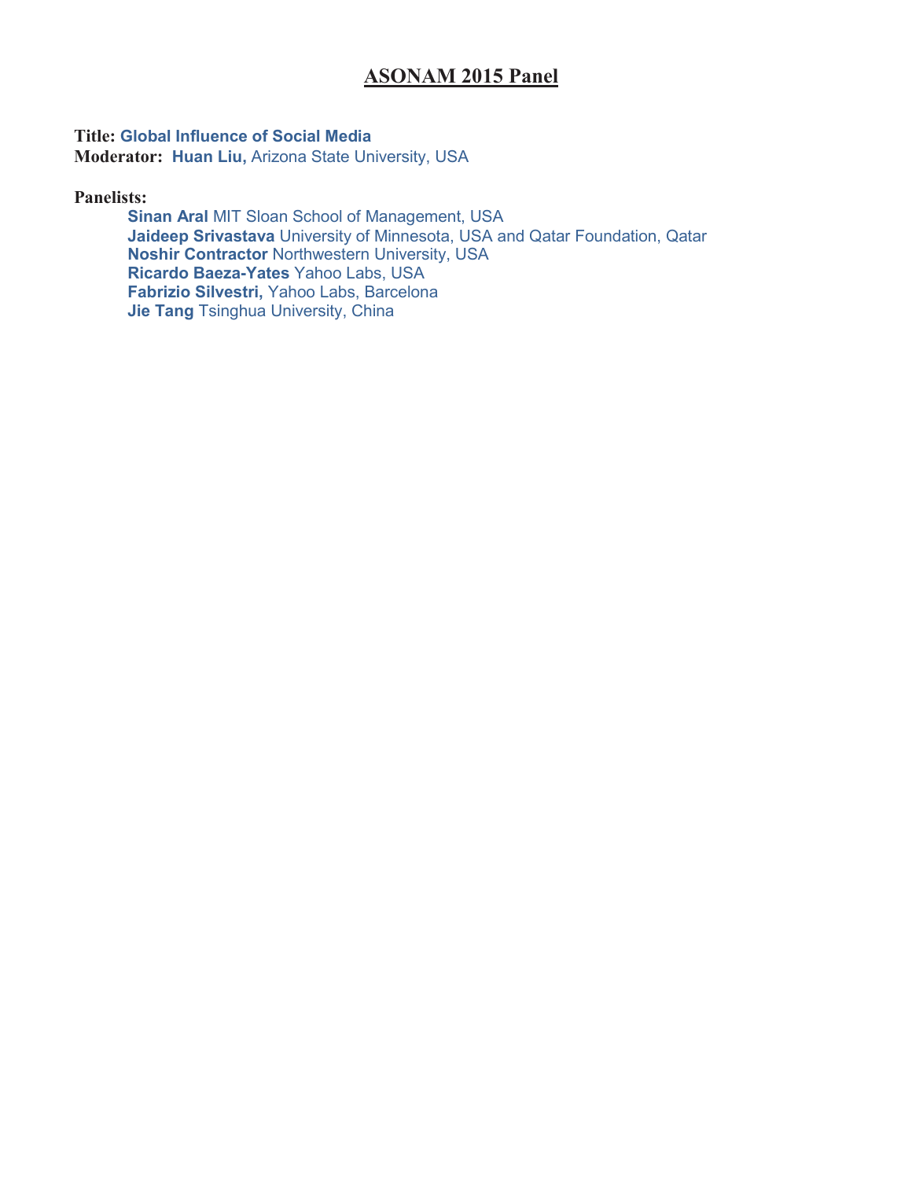# ASONAM 2015 Panel

**Title:** **Global Influence of Social Media**
**Moderator:** **Huan Liu,** Arizona State University, USA

**Panelists:**

- **Sinan Aral** MIT Sloan School of Management, USA
- **Jaideep Srivastava** University of Minnesota, USA and Qatar Foundation, Qatar
- **Noshir Contractor** Northwestern University, USA
- **Ricardo Baeza-Yates** Yahoo Labs, USA
- **Fabrizio Silvestri,** Yahoo Labs, Barcelona
- **Jie Tang** Tsinghua University, China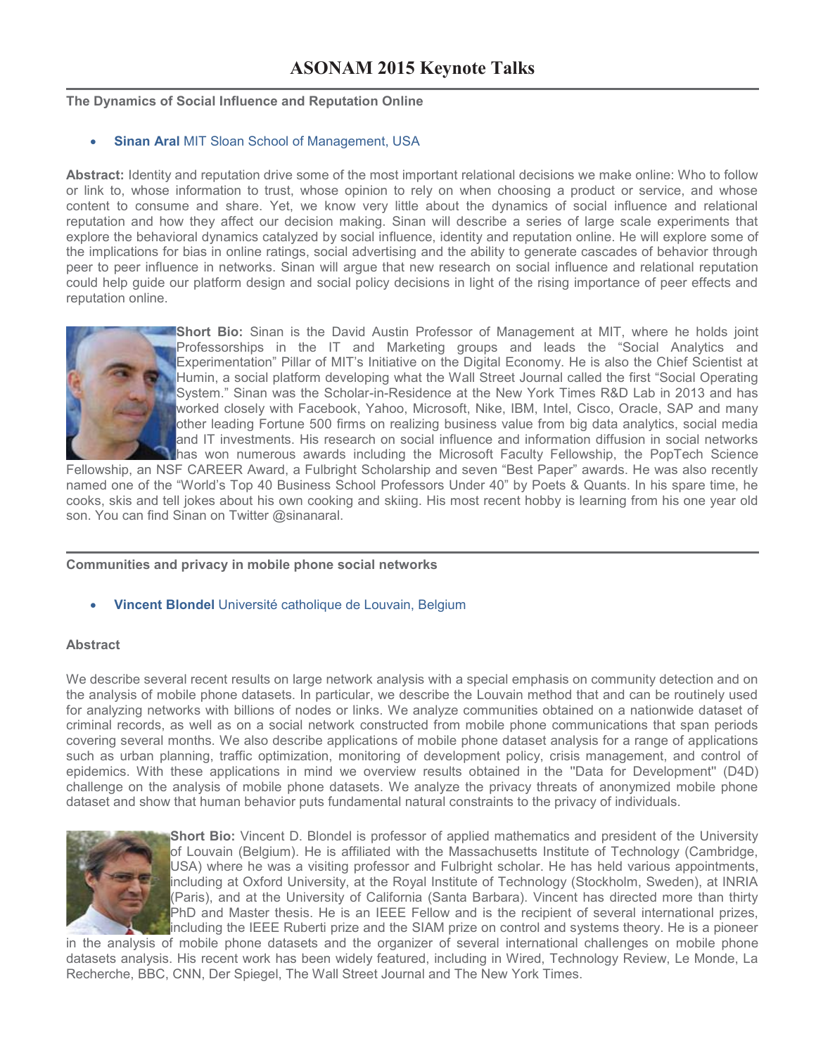# ASONAM 2015 Keynote Talks

**The Dynamics of Social Influence and Reputation Online**

- **Sinan Aral** MIT Sloan School of Management, USA

**Abstract:** Identity and reputation drive some of the most important relational decisions we make online: Who to follow or link to, whose information to trust, whose opinion to rely on when choosing a product or service, and whose content to consume and share. Yet, we know very little about the dynamics of social influence and relational reputation and how they affect our decision making. Sinan will describe a series of large scale experiments that explore the behavioral dynamics catalyzed by social influence, identity and reputation online. He will explore some of the implications for bias in online ratings, social advertising and the ability to generate cascades of behavior through peer to peer influence in networks. Sinan will argue that new research on social influence and relational reputation could help guide our platform design and social policy decisions in light of the rising importance of peer effects and reputation online.

**Short Bio:** Sinan is the David Austin Professor of Management at MIT, where he holds joint Professorships in the IT and Marketing groups and leads the "Social Analytics and Experimentation" Pillar of MIT's Initiative on the Digital Economy. He is also the Chief Scientist at Humin, a social platform developing what the Wall Street Journal called the first "Social Operating System." Sinan was the Scholar-in-Residence at the New York Times R&D Lab in 2013 and has worked closely with Facebook, Yahoo, Microsoft, Nike, IBM, Intel, Cisco, Oracle, SAP and many other leading Fortune 500 firms on realizing business value from big data analytics, social media and IT investments. His research on social influence and information diffusion in social networks has won numerous awards including the Microsoft Faculty Fellowship, the PopTech Science Fellowship, an NSF CAREER Award, a Fulbright Scholarship and seven "Best Paper" awards. He was also recently named one of the "World's Top 40 Business School Professors Under 40" by Poets & Quants. In his spare time, he cooks, skis and tell jokes about his own cooking and skiing. His most recent hobby is learning from his one year old son. You can find Sinan on Twitter @sinanaral.

---

**Communities and privacy in mobile phone social networks**

- **Vincent Blondel** Université catholique de Louvain, Belgium

**Abstract**

We describe several recent results on large network analysis with a special emphasis on community detection and on the analysis of mobile phone datasets. In particular, we describe the Louvain method that and can be routinely used for analyzing networks with billions of nodes or links. We analyze communities obtained on a nationwide dataset of criminal records, as well as on a social network constructed from mobile phone communications that span periods covering several months. We also describe applications of mobile phone dataset analysis for a range of applications such as urban planning, traffic optimization, monitoring of development policy, crisis management, and control of epidemics. With these applications in mind we overview results obtained in the "Data for Development" (D4D) challenge on the analysis of mobile phone datasets. We analyze the privacy threats of anonymized mobile phone dataset and show that human behavior puts fundamental natural constraints to the privacy of individuals.

**Short Bio:** Vincent D. Blondel is professor of applied mathematics and president of the University of Louvain (Belgium). He is affiliated with the Massachusetts Institute of Technology (Cambridge, USA) where he was a visiting professor and Fulbright scholar. He has held various appointments, including at Oxford University, at the Royal Institute of Technology (Stockholm, Sweden), at INRIA (Paris), and at the University of California (Santa Barbara). Vincent has directed more than thirty PhD and Master thesis. He is an IEEE Fellow and is the recipient of several international prizes, including the IEEE Ruberti prize and the SIAM prize on control and systems theory. He is a pioneer in the analysis of mobile phone datasets and the organizer of several international challenges on mobile phone datasets analysis. His recent work has been widely featured, including in Wired, Technology Review, Le Monde, La Recherche, BBC, CNN, Der Spiegel, The Wall Street Journal and The New York Times.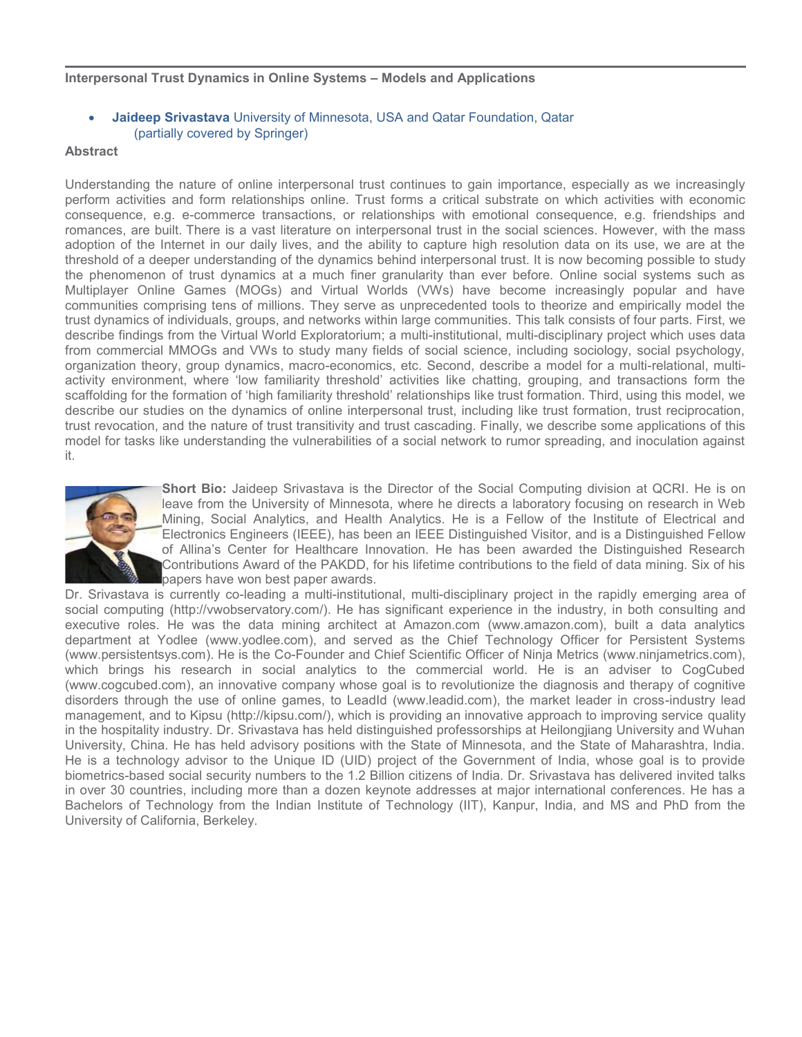**Interpersonal Trust Dynamics in Online Systems – Models and Applications**

- **Jaideep Srivastava** University of Minnesota, USA and Qatar Foundation, Qatar (partially covered by Springer)

**Abstract**

Understanding the nature of online interpersonal trust continues to gain importance, especially as we increasingly perform activities and form relationships online. Trust forms a critical substrate on which activities with economic consequence, e.g. e-commerce transactions, or relationships with emotional consequence, e.g. friendships and romances, are built. There is a vast literature on interpersonal trust in the social sciences. However, with the mass adoption of the Internet in our daily lives, and the ability to capture high resolution data on its use, we are at the threshold of a deeper understanding of the dynamics behind interpersonal trust. It is now becoming possible to study the phenomenon of trust dynamics at a much finer granularity than ever before. Online social systems such as Multiplayer Online Games (MOGs) and Virtual Worlds (VWs) have become increasingly popular and have communities comprising tens of millions. They serve as unprecedented tools to theorize and empirically model the trust dynamics of individuals, groups, and networks within large communities. This talk consists of four parts. First, we describe findings from the Virtual World Exploratorium; a multi-institutional, multi-disciplinary project which uses data from commercial MMOGs and VWs to study many fields of social science, including sociology, social psychology, organization theory, group dynamics, macro-economics, etc. Second, describe a model for a multi-relational, multi-activity environment, where 'low familiarity threshold' activities like chatting, grouping, and transactions form the scaffolding for the formation of 'high familiarity threshold' relationships like trust formation. Third, using this model, we describe our studies on the dynamics of online interpersonal trust, including like trust formation, trust reciprocation, trust revocation, and the nature of trust transitivity and trust cascading. Finally, we describe some applications of this model for tasks like understanding the vulnerabilities of a social network to rumor spreading, and inoculation against it.

**Short Bio:** Jaideep Srivastava is the Director of the Social Computing division at QCRI. He is on leave from the University of Minnesota, where he directs a laboratory focusing on research in Web Mining, Social Analytics, and Health Analytics. He is a Fellow of the Institute of Electrical and Electronics Engineers (IEEE), has been an IEEE Distinguished Visitor, and is a Distinguished Fellow of Allina's Center for Healthcare Innovation. He has been awarded the Distinguished Research Contributions Award of the PAKDD, for his lifetime contributions to the field of data mining. Six of his papers have won best paper awards.

Dr. Srivastava is currently co-leading a multi-institutional, multi-disciplinary project in the rapidly emerging area of social computing (http://vwobservatory.com/). He has significant experience in the industry, in both consulting and executive roles. He was the data mining architect at Amazon.com (www.amazon.com), built a data analytics department at Yodlee (www.yodlee.com), and served as the Chief Technology Officer for Persistent Systems (www.persistentsys.com). He is the Co-Founder and Chief Scientific Officer of Ninja Metrics (www.ninjametrics.com), which brings his research in social analytics to the commercial world. He is an adviser to CogCubed (www.cogcubed.com), an innovative company whose goal is to revolutionize the diagnosis and therapy of cognitive disorders through the use of online games, to LeadId (www.leadid.com), the market leader in cross-industry lead management, and to Kipsu (http://kipsu.com/), which is providing an innovative approach to improving service quality in the hospitality industry. Dr. Srivastava has held distinguished professorships at Heilongjiang University and Wuhan University, China. He has held advisory positions with the State of Minnesota, and the State of Maharashtra, India. He is a technology advisor to the Unique ID (UID) project of the Government of India, whose goal is to provide biometrics-based social security numbers to the 1.2 Billion citizens of India. Dr. Srivastava has delivered invited talks in over 30 countries, including more than a dozen keynote addresses at major international conferences. He has a Bachelors of Technology from the Indian Institute of Technology (IIT), Kanpur, India, and MS and PhD from the University of California, Berkeley.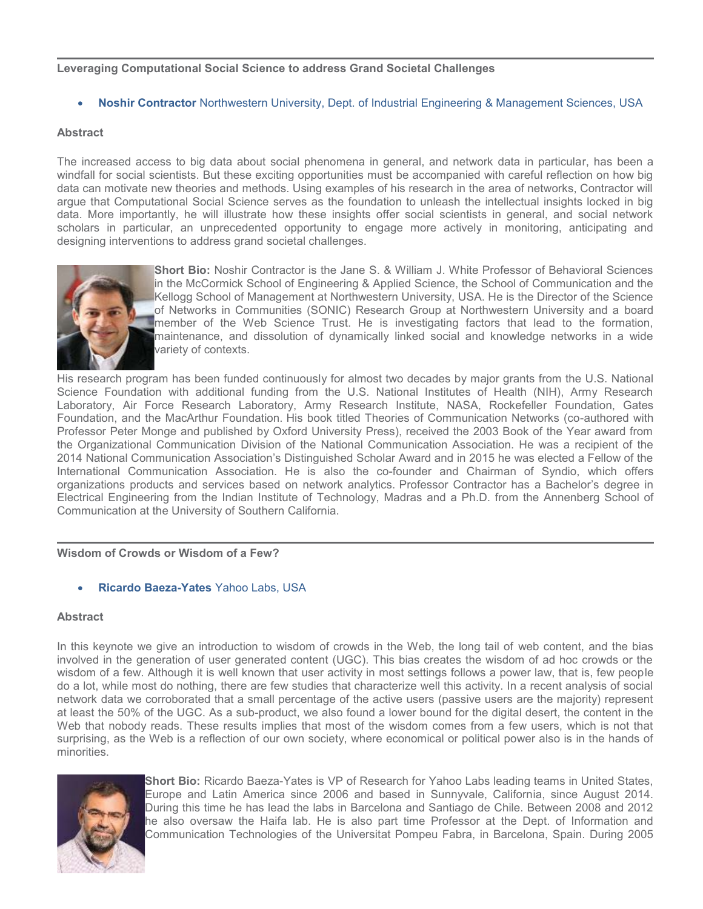**Leveraging Computational Social Science to address Grand Societal Challenges**

- **Noshir Contractor** Northwestern University, Dept. of Industrial Engineering & Management Sciences, USA

**Abstract**

The increased access to big data about social phenomena in general, and network data in particular, has been a windfall for social scientists. But these exciting opportunities must be accompanied with careful reflection on how big data can motivate new theories and methods. Using examples of his research in the area of networks, Contractor will argue that Computational Social Science serves as the foundation to unleash the intellectual insights locked in big data. More importantly, he will illustrate how these insights offer social scientists in general, and social network scholars in particular, an unprecedented opportunity to engage more actively in monitoring, anticipating and designing interventions to address grand societal challenges.

**Short Bio:** Noshir Contractor is the Jane S. & William J. White Professor of Behavioral Sciences in the McCormick School of Engineering & Applied Science, the School of Communication and the Kellogg School of Management at Northwestern University, USA. He is the Director of the Science of Networks in Communities (SONIC) Research Group at Northwestern University and a board member of the Web Science Trust. He is investigating factors that lead to the formation, maintenance, and dissolution of dynamically linked social and knowledge networks in a wide variety of contexts.

His research program has been funded continuously for almost two decades by major grants from the U.S. National Science Foundation with additional funding from the U.S. National Institutes of Health (NIH), Army Research Laboratory, Air Force Research Laboratory, Army Research Institute, NASA, Rockefeller Foundation, Gates Foundation, and the MacArthur Foundation. His book titled Theories of Communication Networks (co-authored with Professor Peter Monge and published by Oxford University Press), received the 2003 Book of the Year award from the Organizational Communication Division of the National Communication Association. He was a recipient of the 2014 National Communication Association's Distinguished Scholar Award and in 2015 he was elected a Fellow of the International Communication Association. He is also the co-founder and Chairman of Syndio, which offers organizations products and services based on network analytics. Professor Contractor has a Bachelor's degree in Electrical Engineering from the Indian Institute of Technology, Madras and a Ph.D. from the Annenberg School of Communication at the University of Southern California.

---

**Wisdom of Crowds or Wisdom of a Few?**

- **Ricardo Baeza-Yates** Yahoo Labs, USA

**Abstract**

In this keynote we give an introduction to wisdom of crowds in the Web, the long tail of web content, and the bias involved in the generation of user generated content (UGC). This bias creates the wisdom of ad hoc crowds or the wisdom of a few. Although it is well known that user activity in most settings follows a power law, that is, few people do a lot, while most do nothing, there are few studies that characterize well this activity. In a recent analysis of social network data we corroborated that a small percentage of the active users (passive users are the majority) represent at least the 50% of the UGC. As a sub-product, we also found a lower bound for the digital desert, the content in the Web that nobody reads. These results implies that most of the wisdom comes from a few users, which is not that surprising, as the Web is a reflection of our own society, where economical or political power also is in the hands of minorities.

**Short Bio:** Ricardo Baeza-Yates is VP of Research for Yahoo Labs leading teams in United States, Europe and Latin America since 2006 and based in Sunnyvale, California, since August 2014. During this time he has lead the labs in Barcelona and Santiago de Chile. Between 2008 and 2012 he also oversaw the Haifa lab. He is also part time Professor at the Dept. of Information and Communication Technologies of the Universitat Pompeu Fabra, in Barcelona, Spain. During 2005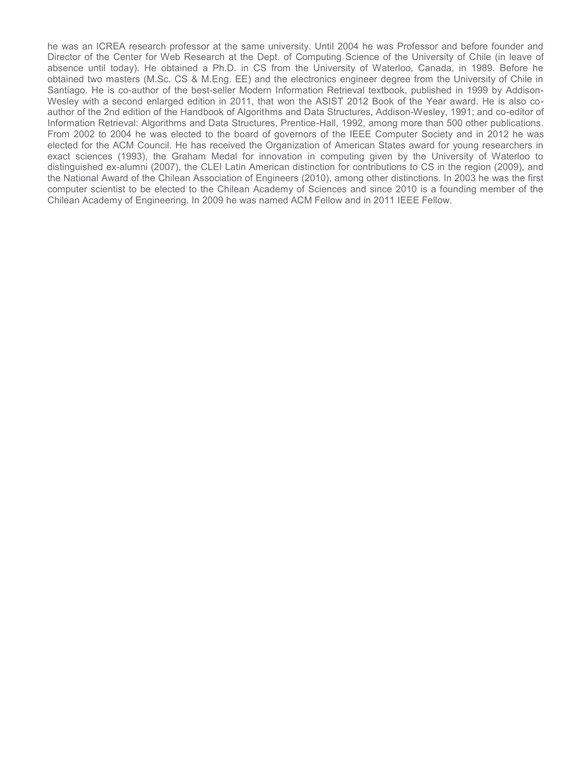he was an ICREA research professor at the same university. Until 2004 he was Professor and before founder and Director of the Center for Web Research at the Dept. of Computing Science of the University of Chile (in leave of absence until today). He obtained a Ph.D. in CS from the University of Waterloo, Canada, in 1989. Before he obtained two masters (M.Sc. CS & M.Eng. EE) and the electronics engineer degree from the University of Chile in Santiago. He is co-author of the best-seller Modern Information Retrieval textbook, published in 1999 by Addison-Wesley with a second enlarged edition in 2011, that won the ASIST 2012 Book of the Year award. He is also co-author of the 2nd edition of the Handbook of Algorithms and Data Structures, Addison-Wesley, 1991; and co-editor of Information Retrieval: Algorithms and Data Structures, Prentice-Hall, 1992, among more than 500 other publications. From 2002 to 2004 he was elected to the board of governors of the IEEE Computer Society and in 2012 he was elected for the ACM Council. He has received the Organization of American States award for young researchers in exact sciences (1993), the Graham Medal for innovation in computing given by the University of Waterloo to distinguished ex-alumni (2007), the CLEI Latin American distinction for contributions to CS in the region (2009), and the National Award of the Chilean Association of Engineers (2010), among other distinctions. In 2003 he was the first computer scientist to be elected to the Chilean Academy of Sciences and since 2010 is a founding member of the Chilean Academy of Engineering. In 2009 he was named ACM Fellow and in 2011 IEEE Fellow.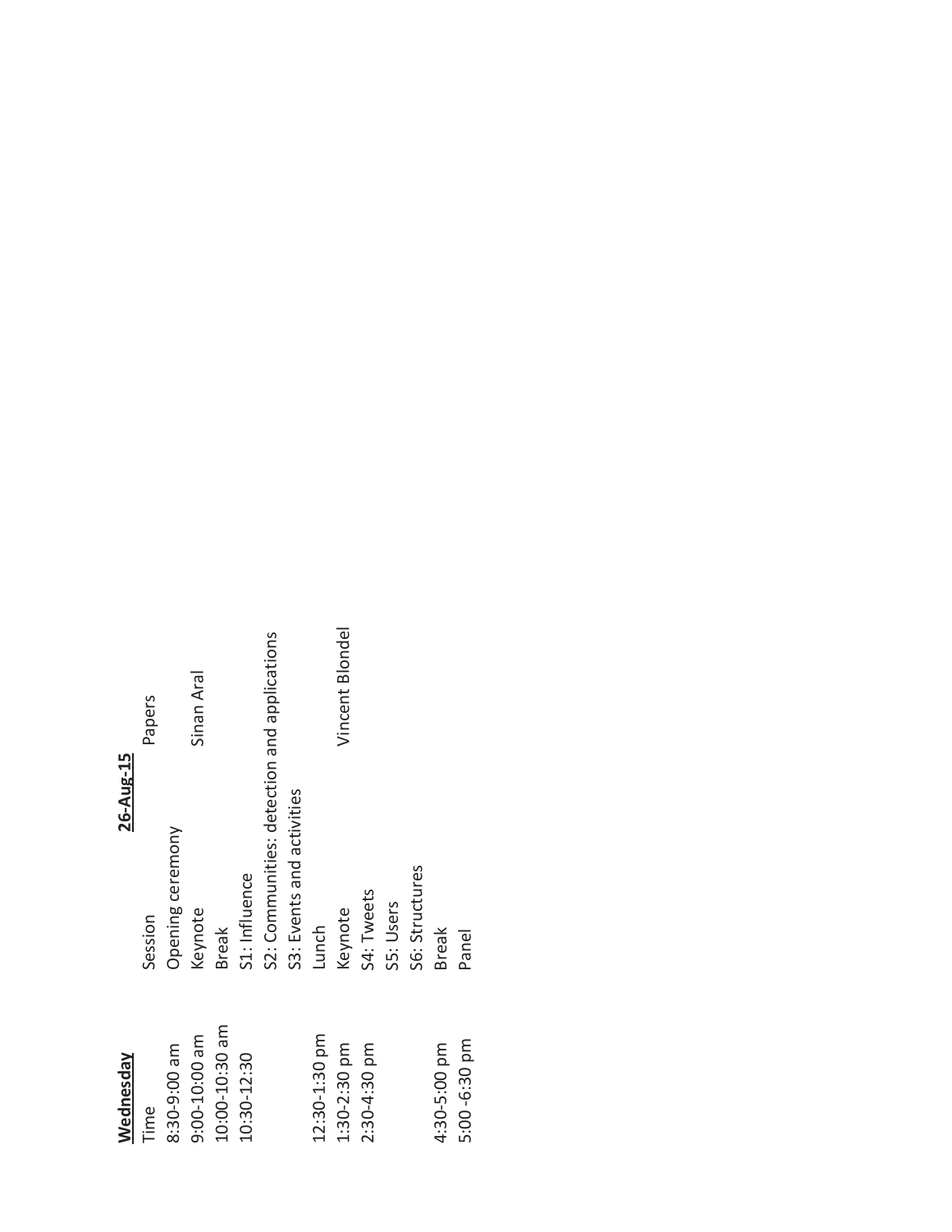**Wednesday** **26-Aug-15**

| Time | Session | Papers |
|---|---|---|
| 8:30-9:00 am | Opening ceremony | |
| 9:00-10:00 am | Keynote | Sinan Aral |
| 10:00-10:30 am | Break | |
| 10:30-12:30 | S1: Influence | |
| | S2: Communities: detection and applications | |
| | S3: Events and activities | |
| 12:30-1:30 pm | Lunch | |
| 1:30-2:30 pm | Keynote | Vincent Blondel |
| 2:30-4:30 pm | S4: Tweets | |
| | S5: Users | |
| | S6: Structures | |
| 4:30-5:00 pm | Break | |
| 5:00 -6:30 pm | Panel | |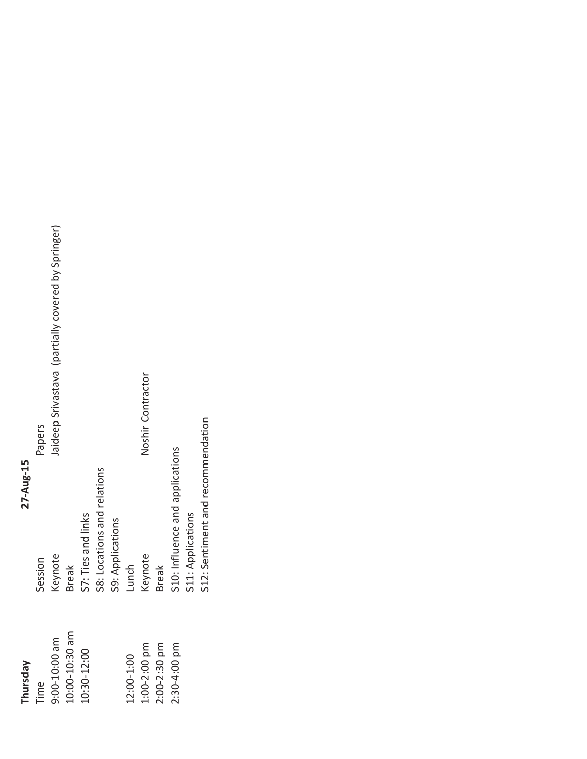| **Thursday** | **27-Aug-15** | |
|---|---|---|
| Time | Session | Papers |
| 9:00-10:00 am | Keynote | Jaideep Srivastava (partially covered by Springer) |
| 10:00-10:30 am | Break | |
| 10:30-12:00 | S7: Ties and links | |
| | S8: Locations and relations | |
| | S9: Applications | |
| 12:00-1:00 | Lunch | |
| 1:00-2:00 pm | Keynote | Noshir Contractor |
| 2:00-2:30 pm | Break | |
| 2:30-4:00 pm | S10: Influence and applications | |
| | S11: Applications | |
| | S12: Sentiment and recommendation | |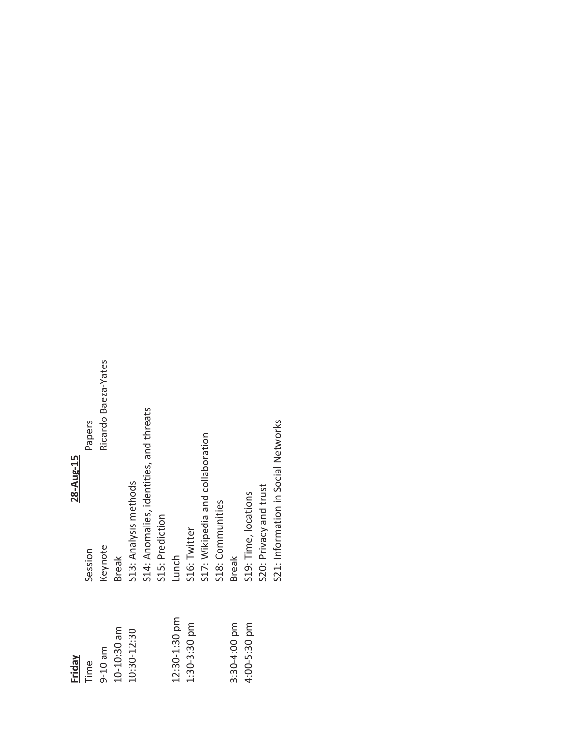**Friday** **28-Aug-15**

| Time | Session | Papers |
|---|---|---|
| 9-10 am | Keynote | Ricardo Baeza-Yates |
| 10-10:30 am | Break | |
| 10:30-12:30 | S13: Analysis methods | |
| | S14: Anomalies, identities, and threats | |
| | S15: Prediction | |
| 12:30-1:30 pm | Lunch | |
| 1:30-3:30 pm | S16: Twitter | |
| | S17: Wikipedia and collaboration | |
| | S18: Communities | |
| 3:30-4:00 pm | Break | |
| 4:00-5:30 pm | S19: Time, locations | |
| | S20: Privacy and trust | |
| | S21: Information in Social Networks | |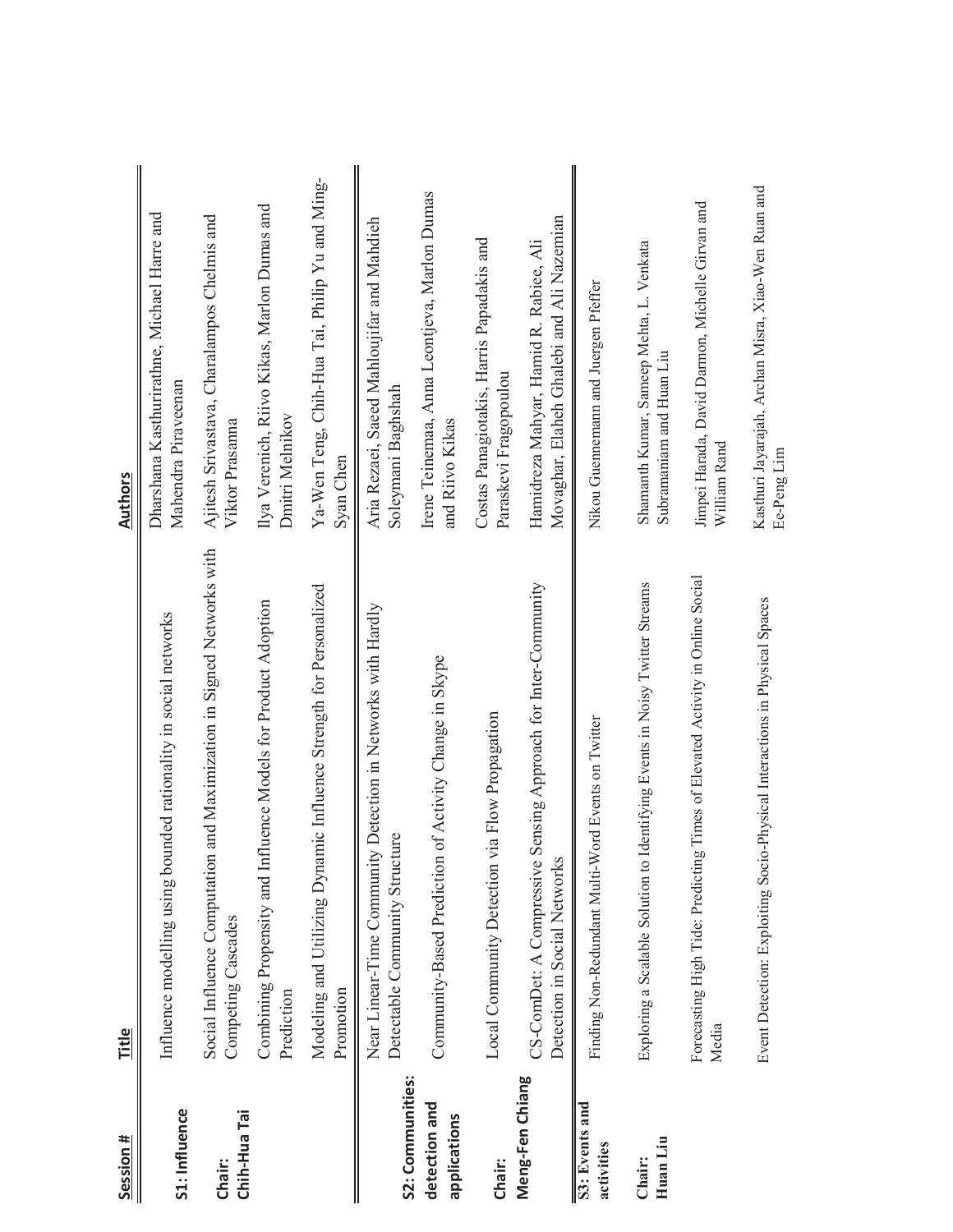| Session # | Title | Authors |
|---|---|---|
| S1: Influence<br><br>Chair:<br>Chih-Hua Tai | Influence modelling using bounded rationality in social networks | Dharshana Kasthurirathne, Michael Harre and Mahendra Piraveenan |
| | Social Influence Computation and Maximization in Signed Networks with Competing Cascades | Ajitesh Srivastava, Charalampos Chelmis and Viktor Prasanna |
| | Combining Propensity and Influence Models for Product Adoption Prediction | Ilya Verenich, Riivo Kikas, Marlon Dumas and Dmitri Melnikov |
| | Modeling and Utilizing Dynamic Influence Strength for Personalized Promotion | Ya-Wen Teng, Chih-Hua Tai, Philip Yu and Ming-Syan Chen |
| S2: Communities: detection and applications<br><br>Chair:<br>Meng-Fen Chiang | Near Linear-Time Community Detection in Networks with Hardly Detectable Community Structure | Aria Rezaei, Saeed Mahloujifar and Mahdieh Soleymani Baghshah |
| | Community-Based Prediction of Activity Change in Skype | Irene Teinemaa, Anna Leontjeva, Marlon Dumas and Riivo Kikas |
| | Local Community Detection via Flow Propagation | Costas Panagiotakis, Harris Papadakis and Paraskevi Fragopoulou |
| | CS-ComDet: A Compressive Sensing Approach for Inter-Community Detection in Social Networks | Hamidreza Mahyar, Hamid R. Rabiee, Ali Movaghar, Elaheh Ghalebi and Ali Nazemian |
| S3: Events and activities<br><br>Chair:<br>Huan Liu | Finding Non-Redundant Multi-Word Events on Twitter | Nikou Guennemann and Juergen Pfeffer |
| | Exploring a Scalable Solution to Identifying Events in Noisy Twitter Streams | Shamanth Kumar, Sameep Mehta, L. Venkata Subramaniam and Huan Liu |
| | Forecasting High Tide: Predicting Times of Elevated Activity in Online Social Media | Jimpei Harada, David Darmon, Michelle Girvan and William Rand |
| | Event Detection: Exploiting Socio-Physical Interactions in Physical Spaces | Kasthuri Jayarajah, Archan Misra, Xiao-Wen Ruan and Ee-Peng Lim |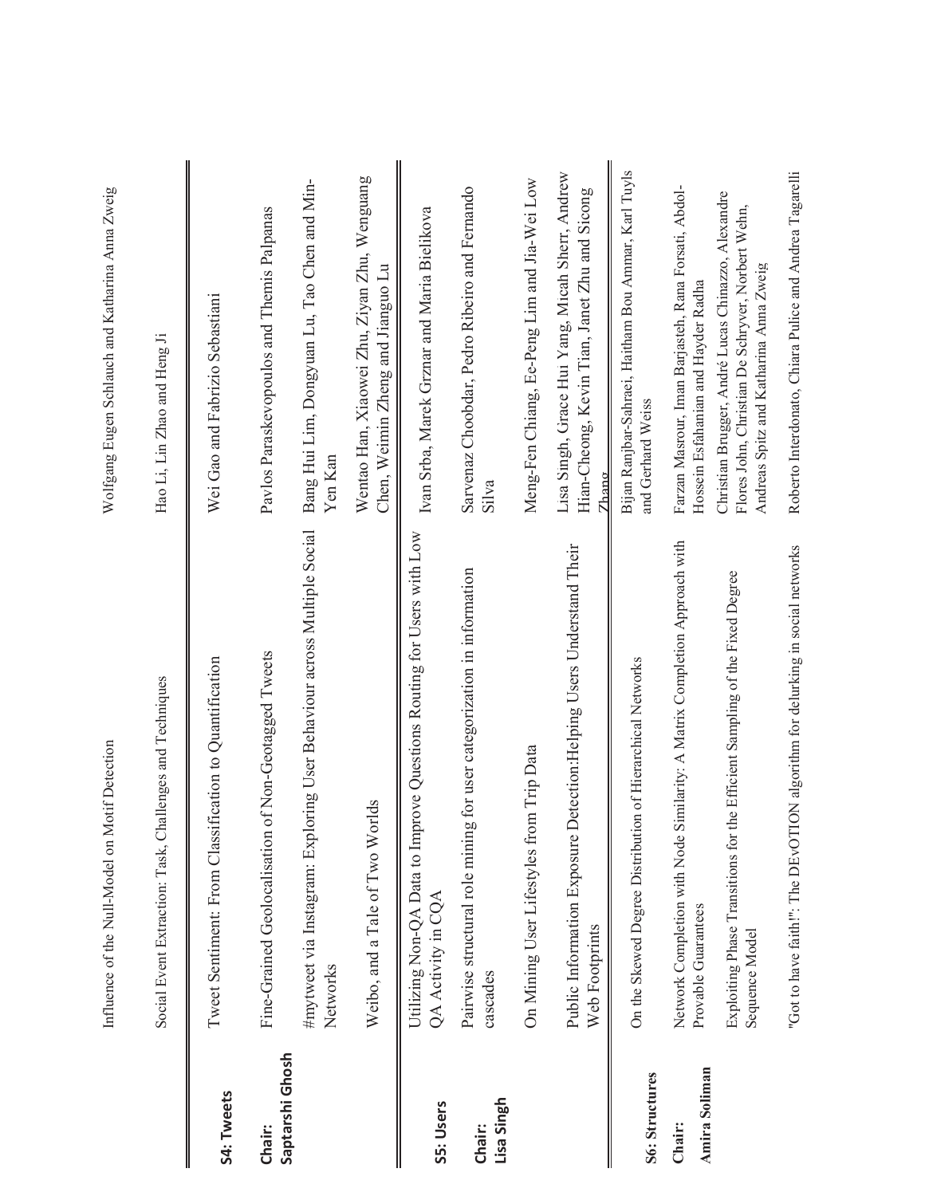| Session | Title | Authors |
|---|---|---|
| | Influence of the Null-Model on Motif Detection | Wolfgang Eugen Schlauch and Katharina Anna Zweig |
| | Social Event Extraction: Task, Challenges and Techniques | Hao Li, Lin Zhao and Heng Ji |
| **S4: Tweets** | Tweet Sentiment: From Classification to Quantification | Wei Gao and Fabrizio Sebastiani |
| **Chair: Saptarshi Ghosh** | Fine-Grained Geolocalisation of Non-Geotagged Tweets | Pavlos Paraskevopoulos and Themis Palpanas |
| | #mytweet via Instagram: Exploring User Behaviour across Multiple Social Networks | Bang Hui Lim, Dongyuan Lu, Tao Chen and Min-Yen Kan |
| | Weibo, and a Tale of Two Worlds | Wentao Han, Xiaowei Zhu, Ziyan Zhu, Wenguang Chen, Weimin Zheng and Jianguo Lu |
| **S5: Users** | Utilizing Non-QA Data to Improve Questions Routing for Users with Low QA Activity in CQA | Ivan Srba, Marek Grznar and Maria Bielikova |
| **Chair: Lisa Singh** | Pairwise structural role mining for user categorization in information cascades | Sarvenaz Choobdar, Pedro Ribeiro and Fernando Silva |
| | On Mining User Lifestyles from Trip Data | Meng-Fen Chiang, Ee-Peng Lim and Jia-Wei Low |
| | Public Information Exposure Detection:Helping Users Understand Their Web Footprints | Lisa Singh, Grace Hui Yang, Micah Sherr, Andrew Hian-Cheong, Kevin Tian, Janet Zhu and Sicong Zhang |
| **S6: Structures** | On the Skewed Degree Distribution of Hierarchical Networks | Bijan Ranjbar-Sahraei, Haitham Bou Ammar, Karl Tuyls and Gerhard Weiss |
| **Chair: Amira Soliman** | Network Completion with Node Similarity: A Matrix Completion Approach with Provable Guarantees | Farzan Masrour, Iman Barjasteh, Rana Forsati, Abdol-Hossein Esfahanian and Hayder Radha |
| | Exploiting Phase Transitions for the Efficient Sampling of the Fixed Degree Sequence Model | Christian Brugger, André Lucas Chinazzo, Alexandre Flores John, Christian De Schryver, Norbert Wehn, Andreas Spitz and Katharina Anna Zweig |
| | "Got to have faith!": The DEvOTION algorithm for delurking in social networks | Roberto Interdonato, Chiara Pulice and Andrea Tagarelli |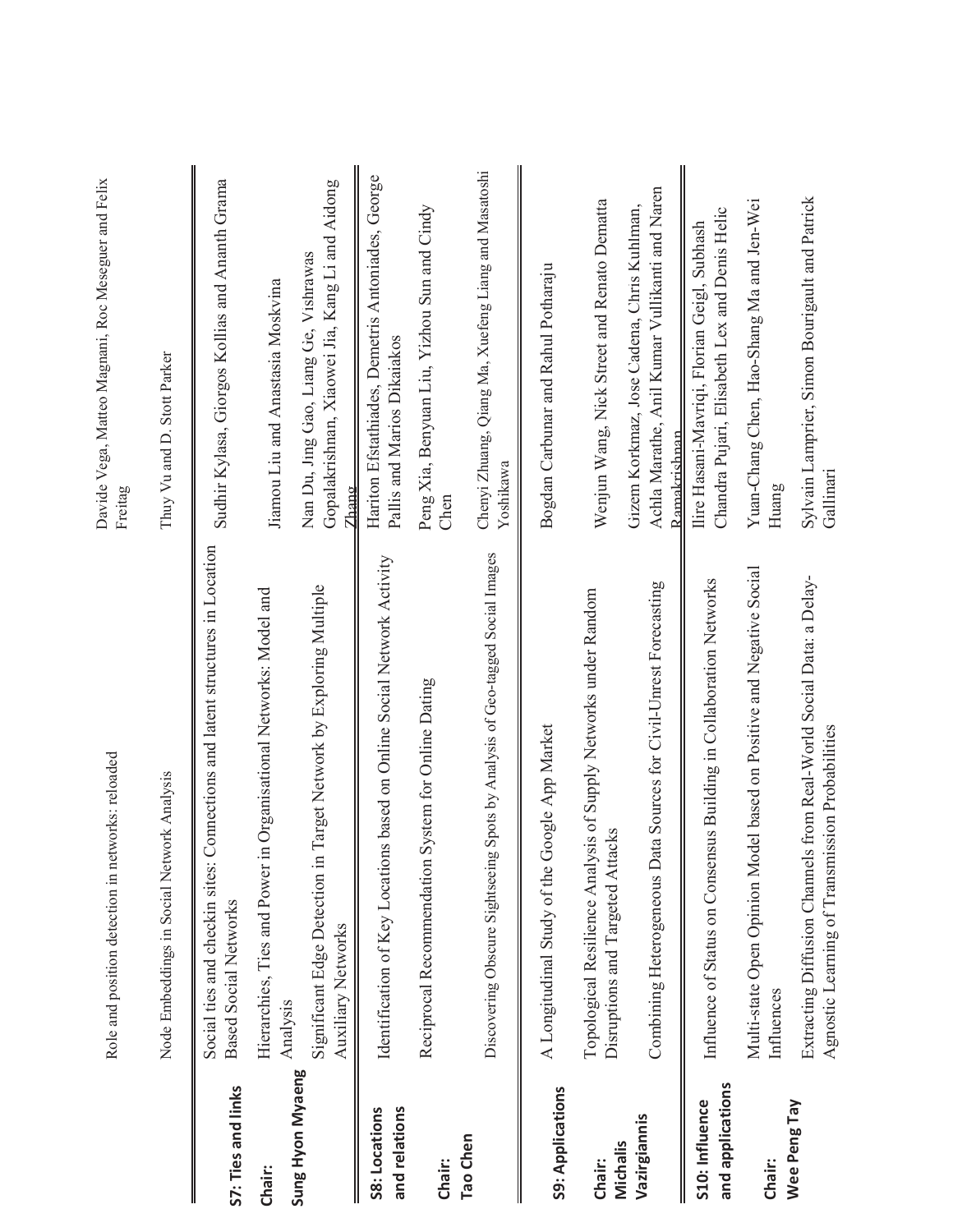| Session | Title | Authors |
|---|---|---|
| | Role and position detection in networks: reloaded | Davide Vega, Matteo Magnani, Roc Meseguer and Felix Freitag |
| | Node Embeddings in Social Network Analysis | Thuy Vu and D. Stott Parker |
| **S7: Ties and links**<br>**Chair:**<br>**Sung Hyon Myaeng** | Social ties and checkin sites: Connections and latent structures in Location Based Social Networks | Sudhir Kylasa, Giorgos Kollias and Ananth Grama |
| | Hierarchies, Ties and Power in Organisational Networks: Model and Analysis | Jiamou Liu and Anastasia Moskvina |
| | Significant Edge Detection in Target Network by Exploring Multiple Auxiliary Networks | Nan Du, Jing Gao, Liang Ge, Vishrawas Gopalakrishnan, Xiaowei Jia, Kang Li and Aidong Zhang |
| **S8: Locations and relations**<br>**Chair:**<br>**Tao Chen** | Identification of Key Locations based on Online Social Network Activity | Hariton Efstathiades, Demetris Antoniades, George Pallis and Marios Dikaiakos |
| | Reciprocal Recommendation System for Online Dating | Peng Xia, Benyuan Liu, Yizhou Sun and Cindy Chen |
| | Discovering Obscure Sightseeing Spots by Analysis of Geo-tagged Social Images | Chenyi Zhuang, Qiang Ma, Xuefeng Liang and Masatoshi Yoshikawa |
| **S9: Applications**<br>**Chair:**<br>**Michalis Vazirgiannis** | A Longitudinal Study of the Google App Market | Bogdan Carbunar and Rahul Potharaju |
| | Topological Resilience Analysis of Supply Networks under Random Disruptions and Targeted Attacks | Wenjun Wang, Nick Street and Renato Dematta |
| | Combining Heterogeneous Data Sources for Civil-Unrest Forecasting | Gizem Korkmaz, Jose Cadena, Chris Kuhlman, Achla Marathe, Anil Kumar Vullikanti and Naren Ramakrishnan |
| **S10: Influence and applications**<br>**Chair:**<br>**Wee Peng Tay** | Influence of Status on Consensus Building in Collaboration Networks | Ilire Hasani-Mavriqi, Florian Geigl, Subhash Chandra Pujari, Elisabeth Lex and Denis Helic |
| | Multi-state Open Opinion Model based on Positive and Negative Social Influences | Yuan-Chang Chen, Hao-Shang Ma and Jen-Wei Huang |
| | Extracting Diffusion Channels from Real-World Social Data: a Delay-Agnostic Learning of Transmission Probabilities | Sylvain Lamprier, Simon Bourigault and Patrick Gallinari |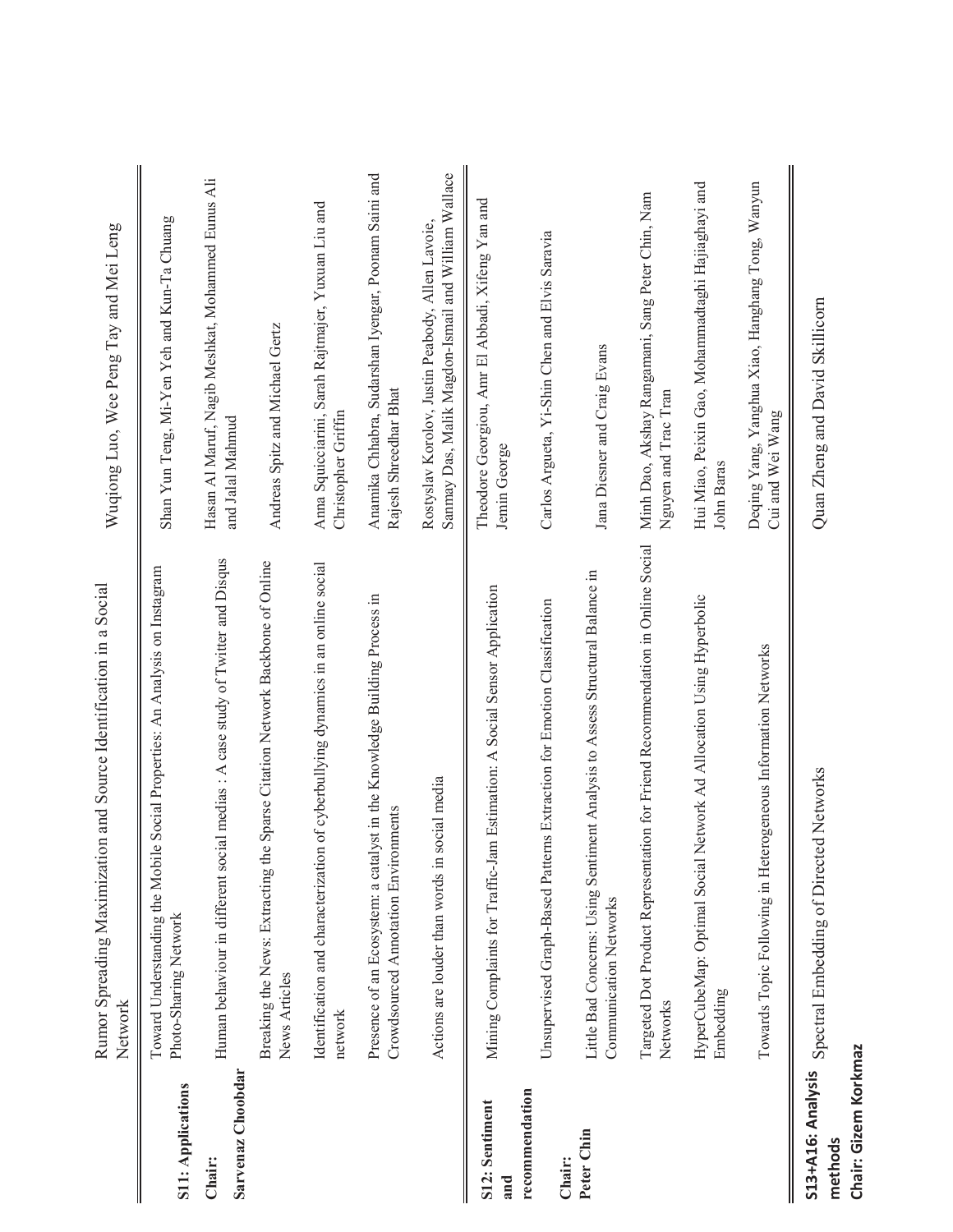| Session | Title | Authors |
|---|---|---|
| | Rumor Spreading Maximization and Source Identification in a Social Network | Wuqiong Luo, Wee Peng Tay and Mei Leng |
| **S11: Applications** | Toward Understanding the Mobile Social Properties: An Analysis on Instagram Photo-Sharing Network | Shan Yun Teng, Mi-Yen Yeh and Kun-Ta Chuang |
| **Chair: Sarvenaz Choobdar** | Human behaviour in different social medias : A case study of Twitter and Disqus | Hasan Al Maruf, Nagib Meshkat, Mohammed Eunus Ali and Jalal Mahmud |
| | Breaking the News: Extracting the Sparse Citation Network Backbone of Online News Articles | Andreas Spitz and Michael Gertz |
| | Identification and characterization of cyberbullying dynamics in an online social network | Anna Squicciarini, Sarah Rajtmajer, Yuxuan Liu and Christopher Griffin |
| | Presence of an Ecosystem: a catalyst in the Knowledge Building Process in Crowdsourced Annotation Environments | Anamika Chhabra, Sudarshan Iyengar, Poonam Saini and Rajesh Shreedhar Bhat |
| | Actions are louder than words in social media | Rostyslav Korolov, Justin Peabody, Allen Lavoie, Sanmay Das, Malik Magdon-Ismail and William Wallace |
| **S12: Sentiment and recommendation** | Mining Complaints for Traffic-Jam Estimation: A Social Sensor Application | Theodore Georgiou, Amr El Abbadi, Xifeng Yan and Jemin George |
| **Chair: Peter Chin** | Unsupervised Graph-Based Patterns Extraction for Emotion Classification | Carlos Argueta, Yi-Shin Chen and Elvis Saravia |
| | Little Bad Concerns: Using Sentiment Analysis to Assess Structural Balance in Communication Networks | Jana Diesner and Craig Evans |
| | Targeted Dot Product Representation for Friend Recommendation in Online Social Networks | Minh Dao, Akshay Rangamani, Sang Peter Chin, Nam Nguyen and Trac Tran |
| | HyperCubeMap: Optimal Social Network Ad Allocation Using Hyperbolic Embedding | Hui Miao, Peixin Gao, Mohammadtaghi Hajiaghayi and John Baras |
| | Towards Topic Following in Heterogeneous Information Networks | Deqing Yang, Yanghua Xiao, Hanghang Tong, Wanyun Cui and Wei Wang |
| **S13+A16: Analysis methods** **Chair: Gizem Korkmaz** | Spectral Embedding of Directed Networks | Quan Zheng and David Skillicorn |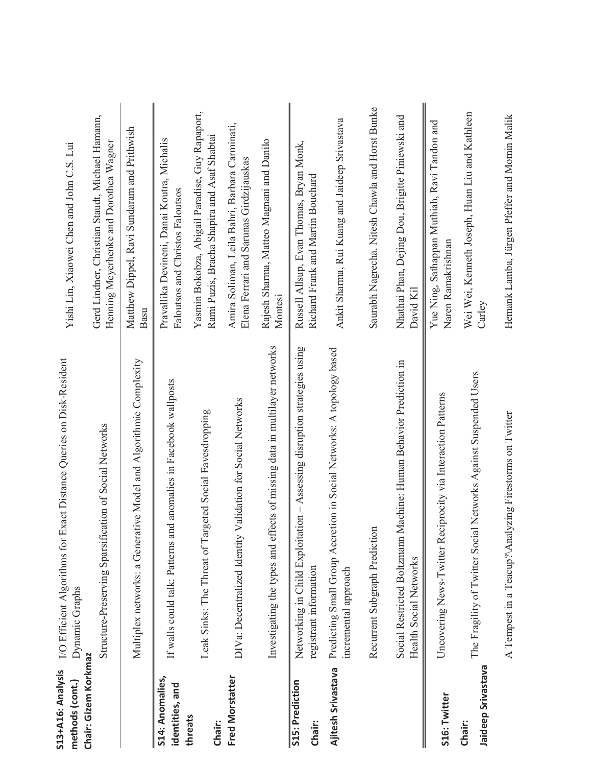| Session | Title | Authors |
| --- | --- | --- |
| **S13+A16: Analysis methods (cont.)**<br>**Chair: Gizem Korkmaz** | I/O Efficient Algorithms for Exact Distance Queries on Disk-Resident Dynamic Graphs | Yishi Lin, Xiaowei Chen and John C.S. Lui |
| | Structure-Preserving Sparsification of Social Networks | Gerd Lindner, Christian Staudt, Michael Hamann, Henning Meyerhenke and Dorothea Wagner |
| | Multiplex networks: a Generative Model and Algorithmic Complexity | Matthew Dippel, Ravi Sundaram and Prithwish Basu |
| **S14: Anomalies, identities, and threats**<br>**Chair: Fred Morstatter** | If walls could talk: Patterns and anomalies in Facebook wallposts | Pravallika Devineni, Danai Koutra, Michalis Faloutsos and Christos Faloutsos |
| | Leak Sinks: The Threat of Targeted Social Eavesdropping | Yasmin Bokobza, Abigail Paradise, Guy Rapaport, Rami Puzis, Bracha Shapira and Asaf Shabtai |
| | DIVa: Decentralized Identity Validation for Social Networks | Amira Soliman, Leila Bahri, Barbara Carminati, Elena Ferrari and Sarunas Girdzijauskas |
| | Investigating the types and effects of missing data in multilayer networks | Rajesh Sharma, Matteo Magnani and Danilo Montesi |
| **S15: Prediction**<br>**Chair: Ajitesh Srivastava** | Networking in Child Exploitation – Assessing disruption strategies using registrant information | Russell Allsup, Evan Thomas, Bryan Monk, Richard Frank and Martin Bouchard |
| | Predicting Small Group Accretion in Social Networks: A topology based incremental approach | Ankit Sharma, Rui Kuang and Jaideep Srivastava |
| | Recurrent Subgraph Prediction | Saurabh Nagrecha, Nitesh Chawla and Horst Bunke |
| | Social Restricted Boltzmann Machine: Human Behavior Prediction in Health Social Networks | Nhathai Phan, Dejing Dou, Brigitte Piniewski and David Kil |
| **S16: Twitter**<br>**Chair: Jaideep Srivastava** | Uncovering News-Twitter Reciprocity via Interaction Patterns | Yue Ning, Sathappan Muthiah, Ravi Tandon and Naren Ramakrishnan |
| | The Fragility of Twitter Social Networks Against Suspended Users | Wei Wei, Kenneth Joseph, Huan Liu and Kathleen Carley |
| | A Tempest in a Teacup?\Analyzing Firestorms on Twitter | Hemank Lamba, Jürgen Pfeffer and Momin Malik |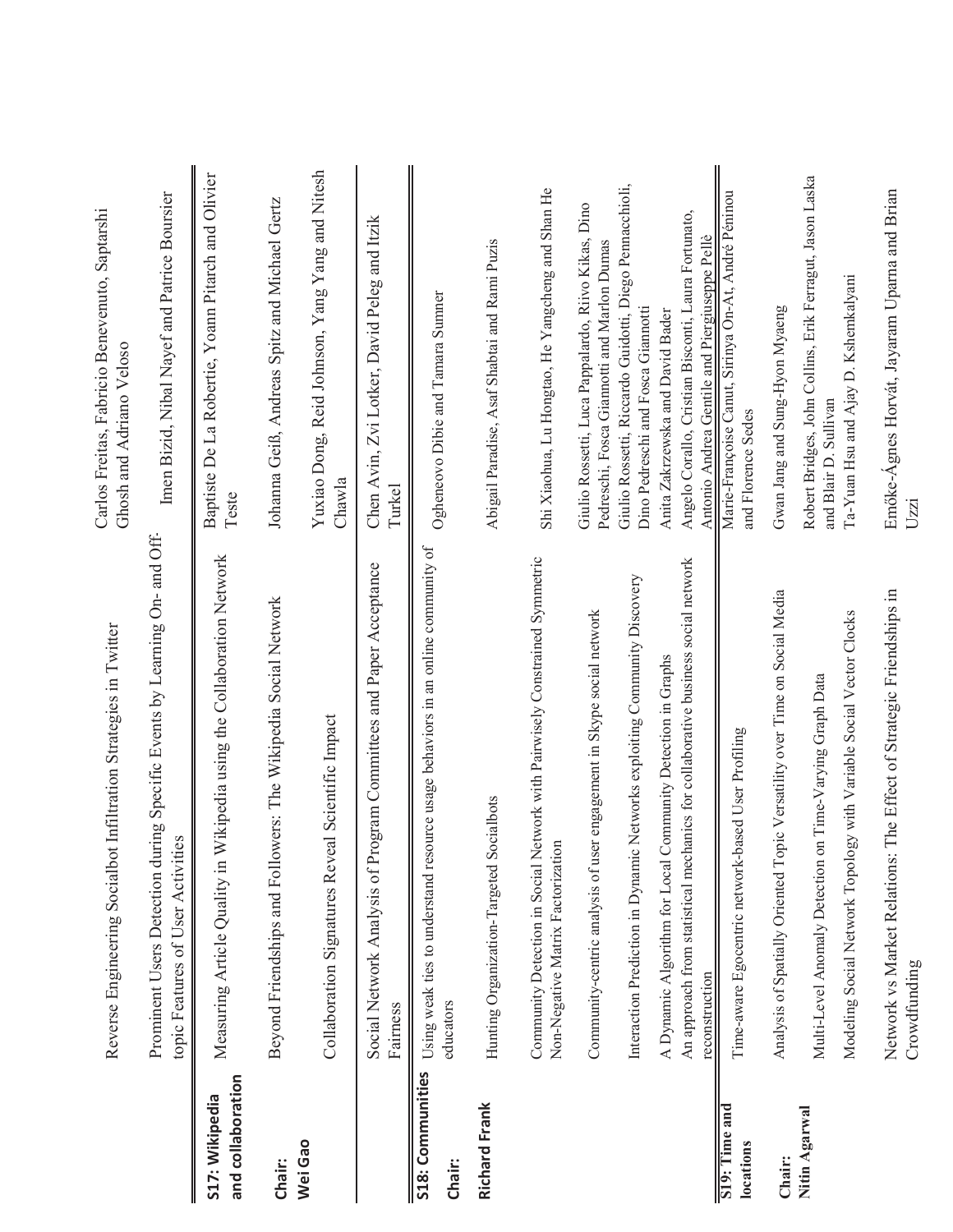| Session | Title | Authors |
|---|---|---|
| | Reverse Engineering Socialbot Infiltration Strategies in Twitter | Carlos Freitas, Fabricio Benevenuto, Saptarshi Ghosh and Adriano Veloso |
| | Prominent Users Detection during Specific Events by Learning On- and Off-topic Features of User Activities | Imen Bizid, Nibal Nayef and Patrice Boursier |
| **S17: Wikipedia and collaboration** | Measuring Article Quality in Wikipedia using the Collaboration Network | Baptiste De La Robertie, Yoann Pitarch and Olivier Teste |
| **Chair: Wei Gao** | Beyond Friendships and Followers: The Wikipedia Social Network | Johanna Geiß, Andreas Spitz and Michael Gertz |
| | Collaboration Signatures Reveal Scientific Impact | Yuxiao Dong, Reid Johnson, Yang Yang and Nitesh Chawla |
| | Social Network Analysis of Program Committees and Paper Acceptance Fairness | Chen Avin, Zvi Lotker, David Peleg and Itzik Turkel |
| **S18: Communities** | Using weak ties to understand resource usage behaviors in an online community of educators | Ogheneovo Dibie and Tamara Sumner |
| **Chair: Richard Frank** | Hunting Organization-Targeted Socialbots | Abigail Paradise, Asaf Shabtai and Rami Puzis |
| | Community Detection in Social Network with Pairwisely Constrained Symmetric Non-Negative Matrix Factorization | Shi Xiaohua, Lu Hongtao, He Yangcheng and Shan He |
| | Community-centric analysis of user engagement in Skype social network | Giulio Rossetti, Luca Pappalardo, Riivo Kikas, Dino Pedreschi, Fosca Giannotti and Marlon Dumas |
| | Interaction Prediction in Dynamic Networks exploiting Community Discovery | Giulio Rossetti, Riccardo Guidotti, Diego Pennacchioli, Dino Pedreschi and Fosca Giannotti |
| | A Dynamic Algorithm for Local Community Detection in Graphs | Anita Zakrzewska and David Bader |
| | An approach from statistical mechanics for collaborative business social network reconstruction | Angelo Corallo, Cristian Bisconti, Laura Fortunato, Antonio Andrea Gentile and Piergiuseppe Pellè |
| **S19: Time and locations** | Time-aware Egocentric network-based User Profiling | Marie-Françoise Canut, Sirinya On-At, André Péninou and Florence Sedes |
| **Chair: Nitin Agarwal** | Analysis of Spatially Oriented Topic Versatility over Time on Social Media | Gwan Jang and Sung-Hyon Myaeng |
| | Multi-Level Anomaly Detection on Time-Varying Graph Data | Robert Bridges, John Collins, Erik Ferragut, Jason Laska and Blair D. Sullivan |
| | Modeling Social Network Topology with Variable Social Vector Clocks | Ta-Yuan Hsu and Ajay D. Kshemkalyani |
| | Network vs Market Relations: The Effect of Strategic Friendships in Crowdfunding | Emőke-Ágnes Horvát, Jayaram Uparna and Brian Uzzi |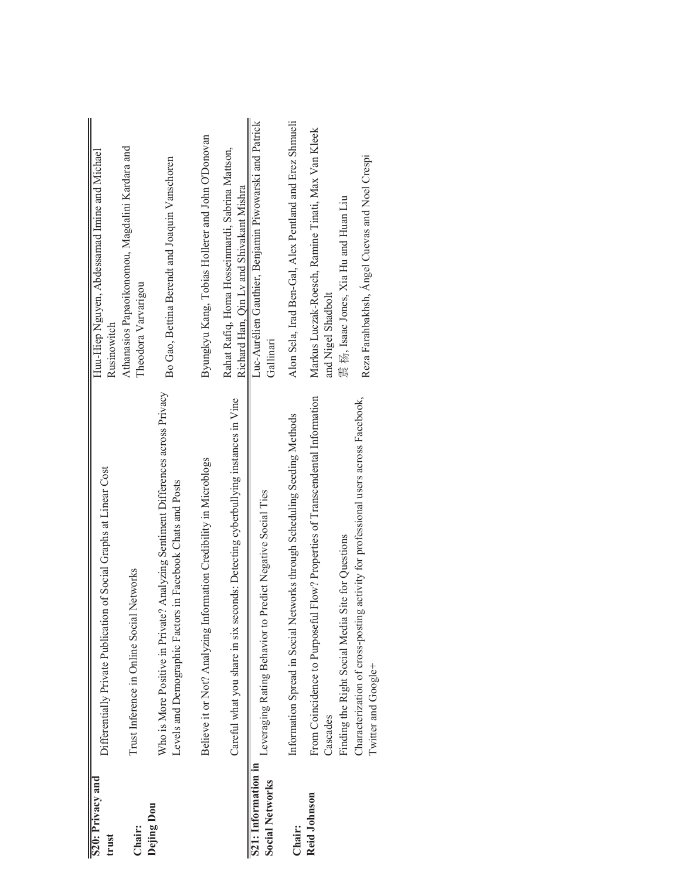| | | |
|---|---|---|
| **S20: Privacy and trust**<br><br>**Chair: Dejing Dou** | Differentially Private Publication of Social Graphs at Linear Cost | Huu-Hiep Nguyen, Abdessamad Imine and Michael Rusinowitch |
| | Trust Inference in Online Social Networks | Athanasios Papaoikonomou, Magdalini Kardara and Theodora Varvarigou |
| | Who is More Positive in Private? Analyzing Sentiment Differences across Privacy Levels and Demographic Factors in Facebook Chats and Posts | Bo Gao, Bettina Berendt and Joaquin Vanschoren |
| | Believe it or Not? Analyzing Information Credibility in Microblogs | Byungkyu Kang, Tobias Hollerer and John O'Donovan |
| | Careful what you share in six seconds: Detecting cyberbullying instances in Vine | Rahat Rafiq, Homa Hosseinmardi, Sabrina Mattson, Richard Han, Qin Lv and Shivakant Mishra |
| **S21: Information in Social Networks**<br><br>**Chair: Reid Johnson** | Leveraging Rating Behavior to Predict Negative Social Ties | Luc-Aurélien Gauthier, Benjamin Piwowarski and Patrick Gallinari |
| | Information Spread in Social Networks through Scheduling Seeding Methods | Alon Sela, Irad Ben-Gal, Alex Pentland and Erez Shmueli |
| | From Coincidence to Purposeful Flow? Properties of Transcendental Information Cascades | Markus Luczak-Roesch, Ramine Tinati, Max Van Kleek and Nigel Shadbolt |
| | Finding the Right Social Media Site for Questions | 震 杨, Isaac Jones, Xia Hu and Huan Liu |
| | Characterization of cross-posting activity for professional users across Facebook, Twitter and Google+ | Reza Farahbakhsh, Ángel Cuevas and Noel Crespi |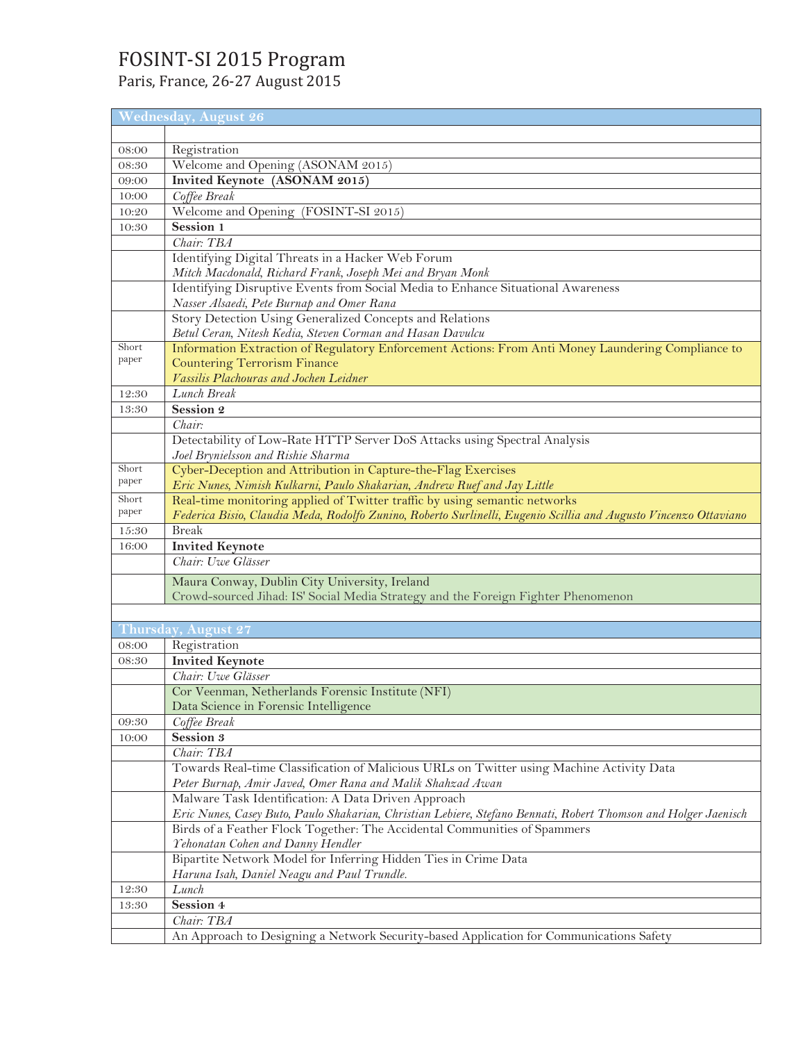# FOSINT-SI 2015 Program

Paris, France, 26-27 August 2015

| Wednesday, August 26 | |
|---|---|
| | |
| 08:00 | Registration |
| 08:30 | Welcome and Opening (ASONAM 2015) |
| 09:00 | **Invited Keynote (ASONAM 2015)** |
| 10:00 | *Coffee Break* |
| 10:20 | Welcome and Opening (FOSINT-SI 2015) |
| 10:30 | **Session 1** |
| | *Chair: TBA* |
| | Identifying Digital Threats in a Hacker Web Forum<br>*Mitch Macdonald, Richard Frank, Joseph Mei and Bryan Monk* |
| | Identifying Disruptive Events from Social Media to Enhance Situational Awareness<br>*Nasser Alsaedi, Pete Burnap and Omer Rana* |
| | Story Detection Using Generalized Concepts and Relations<br>*Betul Ceran, Nitesh Kedia, Steven Corman and Hasan Davulcu* |
| Short paper | Information Extraction of Regulatory Enforcement Actions: From Anti Money Laundering Compliance to Countering Terrorism Finance<br>*Vassilis Plachouras and Jochen Leidner* |
| 12:30 | *Lunch Break* |
| 13:30 | **Session 2** |
| | *Chair:* |
| | Detectability of Low-Rate HTTP Server DoS Attacks using Spectral Analysis<br>*Joel Brynielsson and Rishie Sharma* |
| Short paper | Cyber-Deception and Attribution in Capture-the-Flag Exercises<br>*Eric Nunes, Nimish Kulkarni, Paulo Shakarian, Andrew Ruef and Jay Little* |
| Short paper | Real-time monitoring applied of Twitter traffic by using semantic networks<br>*Federica Bisio, Claudia Meda, Rodolfo Zunino, Roberto Surlinelli, Eugenio Scillia and Augusto Vincenzo Ottaviano* |
| 15:30 | Break |
| 16:00 | **Invited Keynote** |
| | *Chair: Uwe Glässer* |
| | Maura Conway, Dublin City University, Ireland<br>Crowd-sourced Jihad: IS' Social Media Strategy and the Foreign Fighter Phenomenon |

| Thursday, August 27 | |
|---|---|
| 08:00 | Registration |
| 08:30 | **Invited Keynote** |
| | *Chair: Uwe Glässer* |
| | Cor Veenman, Netherlands Forensic Institute (NFI)<br>Data Science in Forensic Intelligence |
| 09:30 | *Coffee Break* |
| 10:00 | **Session 3** |
| | *Chair: TBA* |
| | Towards Real-time Classification of Malicious URLs on Twitter using Machine Activity Data<br>*Peter Burnap, Amir Javed, Omer Rana and Malik Shahzad Awan* |
| | Malware Task Identification: A Data Driven Approach<br>*Eric Nunes, Casey Buto, Paulo Shakarian, Christian Lebiere, Stefano Bennati, Robert Thomson and Holger Jaenisch* |
| | Birds of a Feather Flock Together: The Accidental Communities of Spammers<br>*Yehonatan Cohen and Danny Hendler* |
| | Bipartite Network Model for Inferring Hidden Ties in Crime Data<br>*Haruna Isah, Daniel Neagu and Paul Trundle.* |
| 12:30 | *Lunch* |
| 13:30 | **Session 4** |
| | *Chair: TBA* |
| | An Approach to Designing a Network Security-based Application for Communications Safety |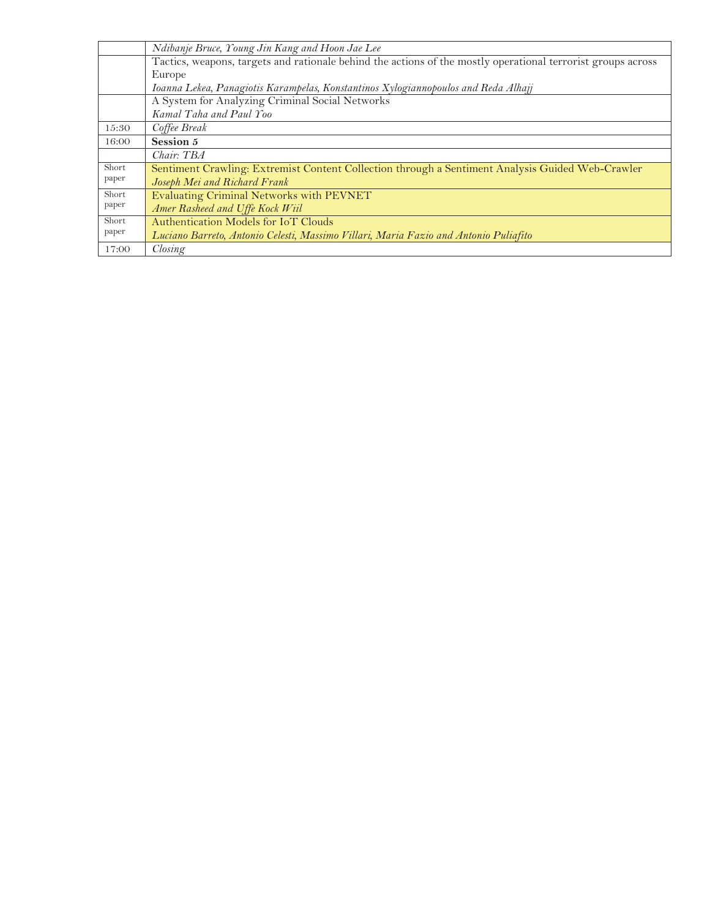| | |
|---|---|
| | *Ndibanje Bruce, Young Jin Kang and Hoon Jae Lee* |
| | Tactics, weapons, targets and rationale behind the actions of the mostly operational terrorist groups across Europe<br>*Ioanna Lekea, Panagiotis Karampelas, Konstantinos Xylogiannopoulos and Reda Alhajj* |
| | A System for Analyzing Criminal Social Networks<br>*Kamal Taha and Paul Yoo* |
| 15:30 | *Coffee Break* |
| 16:00 | **Session 5** |
| | *Chair: TBA* |
| Short paper | Sentiment Crawling: Extremist Content Collection through a Sentiment Analysis Guided Web-Crawler<br>*Joseph Mei and Richard Frank* |
| Short paper | Evaluating Criminal Networks with PEVNET<br>*Amer Rasheed and Uffe Kock Wiil* |
| Short paper | Authentication Models for IoT Clouds<br>*Luciano Barreto, Antonio Celesti, Massimo Villari, Maria Fazio and Antonio Puliafito* |
| 17:00 | *Closing* |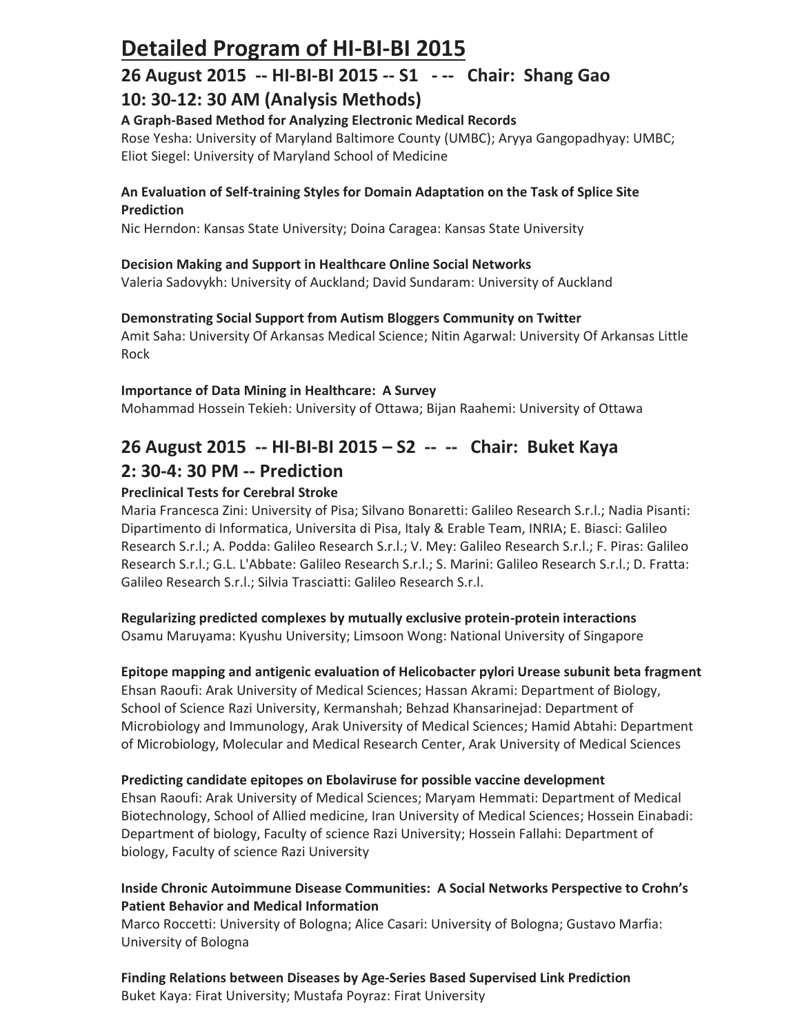# Detailed Program of HI-BI-BI 2015

## 26 August 2015 -- HI-BI-BI 2015 -- S1 - -- Chair: Shang Gao

## 10: 30-12: 30 AM (Analysis Methods)

**A Graph-Based Method for Analyzing Electronic Medical Records**
Rose Yesha: University of Maryland Baltimore County (UMBC); Aryya Gangopadhyay: UMBC; Eliot Siegel: University of Maryland School of Medicine

**An Evaluation of Self-training Styles for Domain Adaptation on the Task of Splice Site Prediction**
Nic Herndon: Kansas State University; Doina Caragea: Kansas State University

**Decision Making and Support in Healthcare Online Social Networks**
Valeria Sadovykh: University of Auckland; David Sundaram: University of Auckland

**Demonstrating Social Support from Autism Bloggers Community on Twitter**
Amit Saha: University Of Arkansas Medical Science; Nitin Agarwal: University Of Arkansas Little Rock

**Importance of Data Mining in Healthcare: A Survey**
Mohammad Hossein Tekieh: University of Ottawa; Bijan Raahemi: University of Ottawa

## 26 August 2015 -- HI-BI-BI 2015 – S2 -- -- Chair: Buket Kaya

## 2: 30-4: 30 PM -- Prediction

**Preclinical Tests for Cerebral Stroke**
Maria Francesca Zini: University of Pisa; Silvano Bonaretti: Galileo Research S.r.l.; Nadia Pisanti: Dipartimento di Informatica, Universita di Pisa, Italy & Erable Team, INRIA; E. Biasci: Galileo Research S.r.l.; A. Podda: Galileo Research S.r.l.; V. Mey: Galileo Research S.r.l.; F. Piras: Galileo Research S.r.l.; G.L. L'Abbate: Galileo Research S.r.l.; S. Marini: Galileo Research S.r.l.; D. Fratta: Galileo Research S.r.l.; Silvia Trasciatti: Galileo Research S.r.l.

**Regularizing predicted complexes by mutually exclusive protein-protein interactions**
Osamu Maruyama: Kyushu University; Limsoon Wong: National University of Singapore

**Epitope mapping and antigenic evaluation of Helicobacter pylori Urease subunit beta fragment**
Ehsan Raoufi: Arak University of Medical Sciences; Hassan Akrami: Department of Biology, School of Science Razi University, Kermanshah; Behzad Khansarinejad: Department of Microbiology and Immunology, Arak University of Medical Sciences; Hamid Abtahi: Department of Microbiology, Molecular and Medical Research Center, Arak University of Medical Sciences

**Predicting candidate epitopes on Ebolaviruse for possible vaccine development**
Ehsan Raoufi: Arak University of Medical Sciences; Maryam Hemmati: Department of Medical Biotechnology, School of Allied medicine, Iran University of Medical Sciences; Hossein Einabadi: Department of biology, Faculty of science Razi University; Hossein Fallahi: Department of biology, Faculty of science Razi University

**Inside Chronic Autoimmune Disease Communities: A Social Networks Perspective to Crohn's Patient Behavior and Medical Information**
Marco Roccetti: University of Bologna; Alice Casari: University of Bologna; Gustavo Marfia: University of Bologna

**Finding Relations between Diseases by Age-Series Based Supervised Link Prediction**
Buket Kaya: Firat University; Mustafa Poyraz: Firat University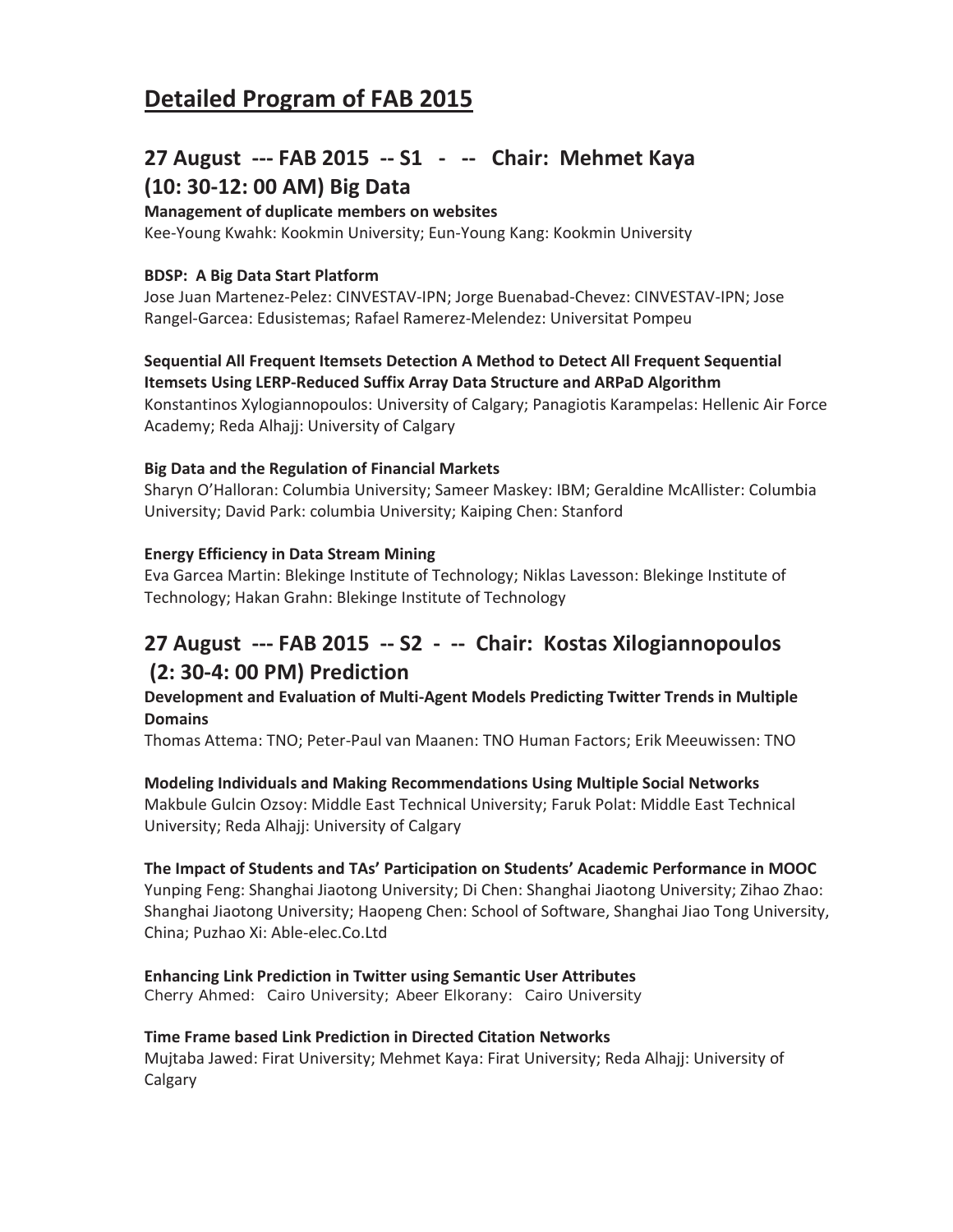# Detailed Program of FAB 2015

## 27 August --- FAB 2015 -- S1 - -- Chair: Mehmet Kaya (10: 30-12: 00 AM) Big Data

**Management of duplicate members on websites**
Kee-Young Kwahk: Kookmin University; Eun-Young Kang: Kookmin University

**BDSP: A Big Data Start Platform**
Jose Juan Martenez-Pelez: CINVESTAV-IPN; Jorge Buenabad-Chevez: CINVESTAV-IPN; Jose Rangel-Garcea: Edusistemas; Rafael Ramerez-Melendez: Universitat Pompeu

**Sequential All Frequent Itemsets Detection A Method to Detect All Frequent Sequential Itemsets Using LERP-Reduced Suffix Array Data Structure and ARPaD Algorithm**
Konstantinos Xylogiannopoulos: University of Calgary; Panagiotis Karampelas: Hellenic Air Force Academy; Reda Alhajj: University of Calgary

**Big Data and the Regulation of Financial Markets**
Sharyn O'Halloran: Columbia University; Sameer Maskey: IBM; Geraldine McAllister: Columbia University; David Park: columbia University; Kaiping Chen: Stanford

**Energy Efficiency in Data Stream Mining**
Eva Garcea Martin: Blekinge Institute of Technology; Niklas Lavesson: Blekinge Institute of Technology; Hakan Grahn: Blekinge Institute of Technology

## 27 August --- FAB 2015 -- S2 - -- Chair: Kostas Xilogiannopoulos (2: 30-4: 00 PM) Prediction

**Development and Evaluation of Multi-Agent Models Predicting Twitter Trends in Multiple Domains**
Thomas Attema: TNO; Peter-Paul van Maanen: TNO Human Factors; Erik Meeuwissen: TNO

**Modeling Individuals and Making Recommendations Using Multiple Social Networks**
Makbule Gulcin Ozsoy: Middle East Technical University; Faruk Polat: Middle East Technical University; Reda Alhajj: University of Calgary

**The Impact of Students and TAs' Participation on Students' Academic Performance in MOOC**
Yunping Feng: Shanghai Jiaotong University; Di Chen: Shanghai Jiaotong University; Zihao Zhao: Shanghai Jiaotong University; Haopeng Chen: School of Software, Shanghai Jiao Tong University, China; Puzhao Xi: Able-elec.Co.Ltd

**Enhancing Link Prediction in Twitter using Semantic User Attributes**
Cherry Ahmed: Cairo University; Abeer Elkorany: Cairo University

**Time Frame based Link Prediction in Directed Citation Networks**
Mujtaba Jawed: Firat University; Mehmet Kaya: Firat University; Reda Alhajj: University of Calgary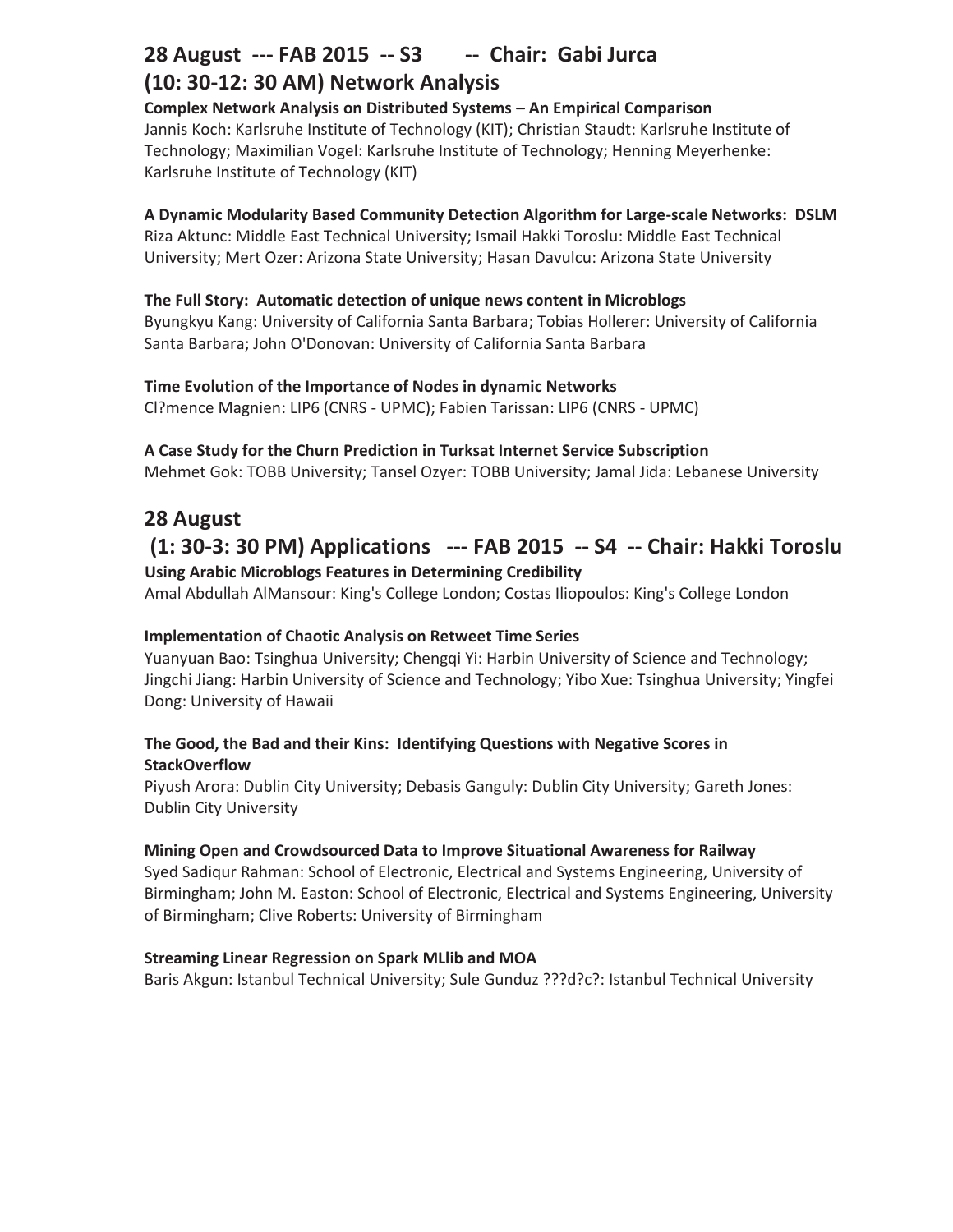## 28 August --- FAB 2015 -- S3 -- Chair: Gabi Jurca
## (10: 30-12: 30 AM) Network Analysis

**Complex Network Analysis on Distributed Systems – An Empirical Comparison**
Jannis Koch: Karlsruhe Institute of Technology (KIT); Christian Staudt: Karlsruhe Institute of Technology; Maximilian Vogel: Karlsruhe Institute of Technology; Henning Meyerhenke: Karlsruhe Institute of Technology (KIT)

**A Dynamic Modularity Based Community Detection Algorithm for Large-scale Networks: DSLM**
Riza Aktunc: Middle East Technical University; Ismail Hakki Toroslu: Middle East Technical University; Mert Ozer: Arizona State University; Hasan Davulcu: Arizona State University

**The Full Story: Automatic detection of unique news content in Microblogs**
Byungkyu Kang: University of California Santa Barbara; Tobias Hollerer: University of California Santa Barbara; John O'Donovan: University of California Santa Barbara

**Time Evolution of the Importance of Nodes in dynamic Networks**
Cl?mence Magnien: LIP6 (CNRS - UPMC); Fabien Tarissan: LIP6 (CNRS - UPMC)

**A Case Study for the Churn Prediction in Turksat Internet Service Subscription**
Mehmet Gok: TOBB University; Tansel Ozyer: TOBB University; Jamal Jida: Lebanese University

## 28 August
## (1: 30-3: 30 PM) Applications --- FAB 2015 -- S4 -- Chair: Hakki Toroslu

**Using Arabic Microblogs Features in Determining Credibility**
Amal Abdullah AlMansour: King's College London; Costas Iliopoulos: King's College London

**Implementation of Chaotic Analysis on Retweet Time Series**
Yuanyuan Bao: Tsinghua University; Chengqi Yi: Harbin University of Science and Technology; Jingchi Jiang: Harbin University of Science and Technology; Yibo Xue: Tsinghua University; Yingfei Dong: University of Hawaii

**The Good, the Bad and their Kins: Identifying Questions with Negative Scores in StackOverflow**
Piyush Arora: Dublin City University; Debasis Ganguly: Dublin City University; Gareth Jones: Dublin City University

**Mining Open and Crowdsourced Data to Improve Situational Awareness for Railway**
Syed Sadiqur Rahman: School of Electronic, Electrical and Systems Engineering, University of Birmingham; John M. Easton: School of Electronic, Electrical and Systems Engineering, University of Birmingham; Clive Roberts: University of Birmingham

**Streaming Linear Regression on Spark MLlib and MOA**
Baris Akgun: Istanbul Technical University; Sule Gunduz ???d?c?: Istanbul Technical University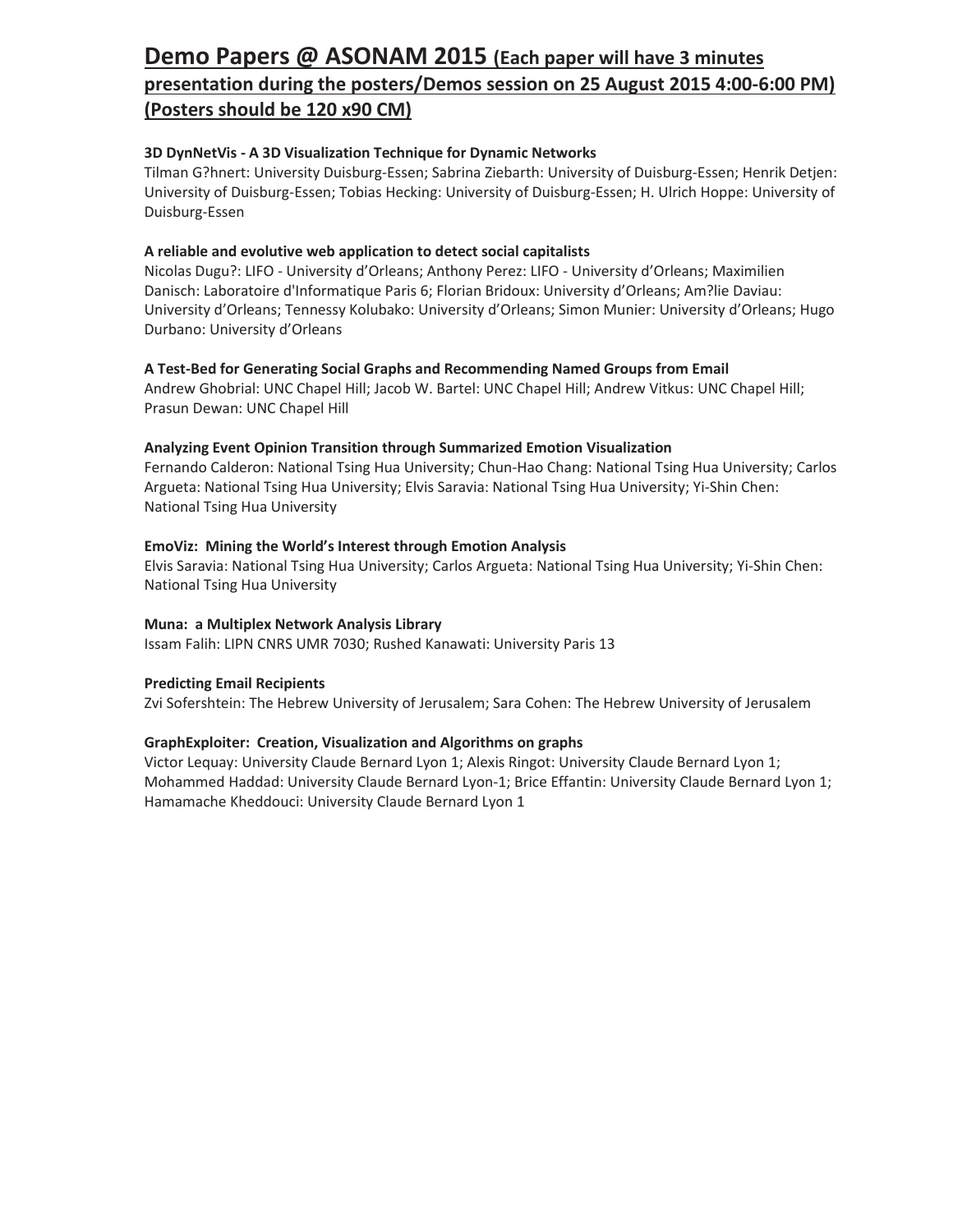# Demo Papers @ ASONAM 2015 (Each paper will have 3 minutes presentation during the posters/Demos session on 25 August 2015 4:00-6:00 PM) (Posters should be 120 x90 CM)

**3D DynNetVis - A 3D Visualization Technique for Dynamic Networks**
Tilman G?hnert: University Duisburg-Essen; Sabrina Ziebarth: University of Duisburg-Essen; Henrik Detjen: University of Duisburg-Essen; Tobias Hecking: University of Duisburg-Essen; H. Ulrich Hoppe: University of Duisburg-Essen

**A reliable and evolutive web application to detect social capitalists**
Nicolas Dugu?: LIFO - University d'Orleans; Anthony Perez: LIFO - University d'Orleans; Maximilien Danisch: Laboratoire d'Informatique Paris 6; Florian Bridoux: University d'Orleans; Am?lie Daviau: University d'Orleans; Tennessy Kolubako: University d'Orleans; Simon Munier: University d'Orleans; Hugo Durbano: University d'Orleans

**A Test-Bed for Generating Social Graphs and Recommending Named Groups from Email**
Andrew Ghobrial: UNC Chapel Hill; Jacob W. Bartel: UNC Chapel Hill; Andrew Vitkus: UNC Chapel Hill; Prasun Dewan: UNC Chapel Hill

**Analyzing Event Opinion Transition through Summarized Emotion Visualization**
Fernando Calderon: National Tsing Hua University; Chun-Hao Chang: National Tsing Hua University; Carlos Argueta: National Tsing Hua University; Elvis Saravia: National Tsing Hua University; Yi-Shin Chen: National Tsing Hua University

**EmoViz: Mining the World's Interest through Emotion Analysis**
Elvis Saravia: National Tsing Hua University; Carlos Argueta: National Tsing Hua University; Yi-Shin Chen: National Tsing Hua University

**Muna: a Multiplex Network Analysis Library**
Issam Falih: LIPN CNRS UMR 7030; Rushed Kanawati: University Paris 13

**Predicting Email Recipients**
Zvi Sofershtein: The Hebrew University of Jerusalem; Sara Cohen: The Hebrew University of Jerusalem

**GraphExploiter: Creation, Visualization and Algorithms on graphs**
Victor Lequay: University Claude Bernard Lyon 1; Alexis Ringot: University Claude Bernard Lyon 1; Mohammed Haddad: University Claude Bernard Lyon-1; Brice Effantin: University Claude Bernard Lyon 1; Hamamache Kheddouci: University Claude Bernard Lyon 1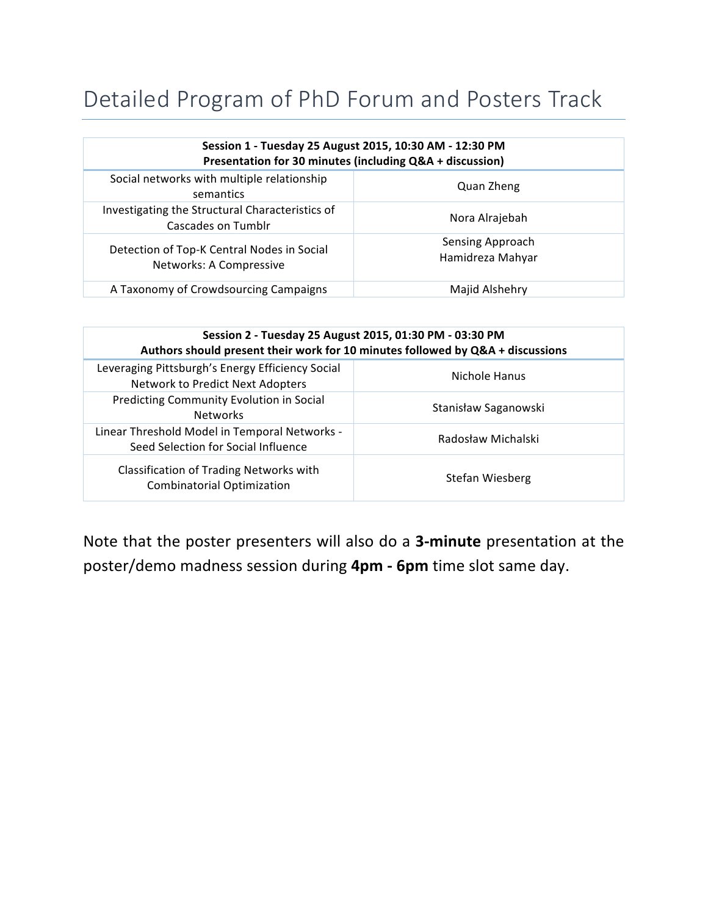# Detailed Program of PhD Forum and Posters Track

| **Session 1 - Tuesday 25 August 2015, 10:30 AM - 12:30 PM<br>Presentation for 30 minutes (including Q&A + discussion)** | |
|---|---|
| Social networks with multiple relationship semantics | Quan Zheng |
| Investigating the Structural Characteristics of Cascades on Tumblr | Nora Alrajebah |
| Detection of Top-K Central Nodes in Social Networks: A Compressive | Sensing Approach<br>Hamidreza Mahyar |
| A Taxonomy of Crowdsourcing Campaigns | Majid Alshehry |

| **Session 2 - Tuesday 25 August 2015, 01:30 PM - 03:30 PM<br>Authors should present their work for 10 minutes followed by Q&A + discussions** | |
|---|---|
| Leveraging Pittsburgh's Energy Efficiency Social Network to Predict Next Adopters | Nichole Hanus |
| Predicting Community Evolution in Social Networks | Stanisław Saganowski |
| Linear Threshold Model in Temporal Networks - Seed Selection for Social Influence | Radosław Michalski |
| Classification of Trading Networks with Combinatorial Optimization | Stefan Wiesberg |

Note that the poster presenters will also do a **3-minute** presentation at the poster/demo madness session during **4pm - 6pm** time slot same day.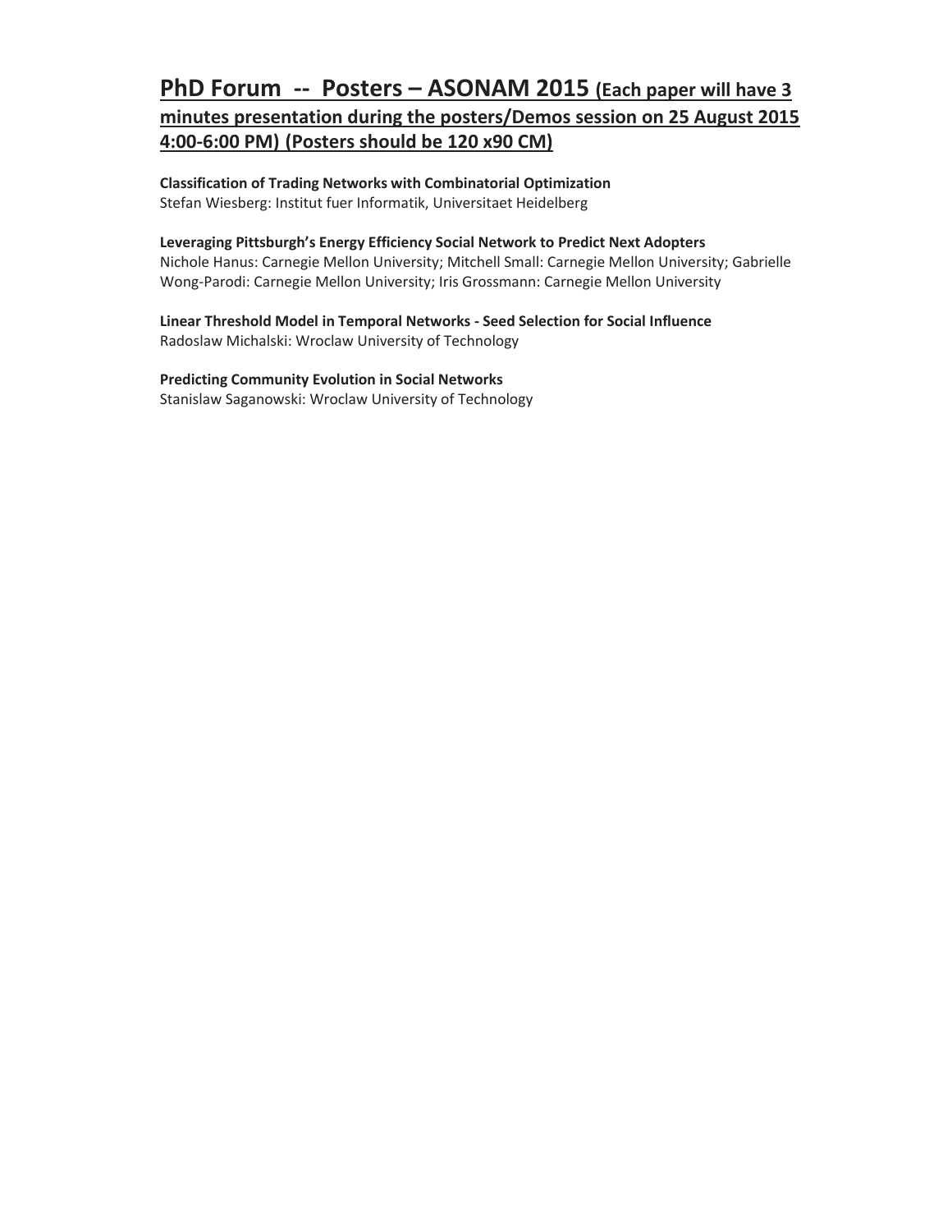## PhD Forum -- Posters – ASONAM 2015 (Each paper will have 3 minutes presentation during the posters/Demos session on 25 August 2015 4:00-6:00 PM) (Posters should be 120 x90 CM)

**Classification of Trading Networks with Combinatorial Optimization**
Stefan Wiesberg: Institut fuer Informatik, Universitaet Heidelberg

**Leveraging Pittsburgh's Energy Efficiency Social Network to Predict Next Adopters**
Nichole Hanus: Carnegie Mellon University; Mitchell Small: Carnegie Mellon University; Gabrielle Wong-Parodi: Carnegie Mellon University; Iris Grossmann: Carnegie Mellon University

**Linear Threshold Model in Temporal Networks - Seed Selection for Social Influence**
Radoslaw Michalski: Wroclaw University of Technology

**Predicting Community Evolution in Social Networks**
Stanislaw Saganowski: Wroclaw University of Technology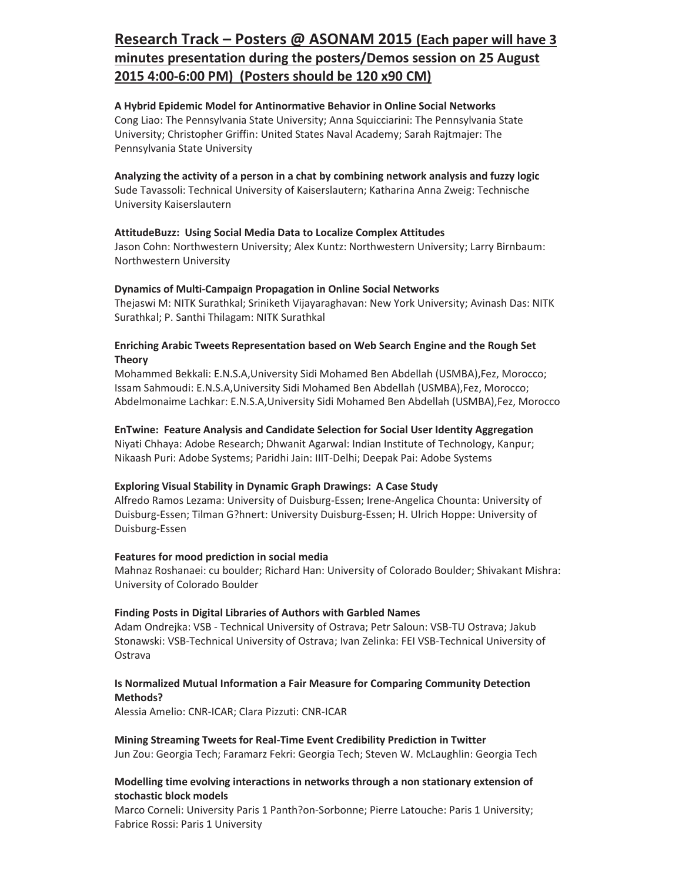## Research Track – Posters @ ASONAM 2015 (Each paper will have 3 minutes presentation during the posters/Demos session on 25 August 2015 4:00-6:00 PM) (Posters should be 120 x90 CM)

**A Hybrid Epidemic Model for Antinormative Behavior in Online Social Networks**
Cong Liao: The Pennsylvania State University; Anna Squicciarini: The Pennsylvania State University; Christopher Griffin: United States Naval Academy; Sarah Rajtmajer: The Pennsylvania State University

**Analyzing the activity of a person in a chat by combining network analysis and fuzzy logic**
Sude Tavassoli: Technical University of Kaiserslautern; Katharina Anna Zweig: Technische University Kaiserslautern

**AttitudeBuzz: Using Social Media Data to Localize Complex Attitudes**
Jason Cohn: Northwestern University; Alex Kuntz: Northwestern University; Larry Birnbaum: Northwestern University

**Dynamics of Multi-Campaign Propagation in Online Social Networks**
Thejaswi M: NITK Surathkal; Sriniketh Vijayaraghavan: New York University; Avinash Das: NITK Surathkal; P. Santhi Thilagam: NITK Surathkal

**Enriching Arabic Tweets Representation based on Web Search Engine and the Rough Set Theory**
Mohammed Bekkali: E.N.S.A,University Sidi Mohamed Ben Abdellah (USMBA),Fez, Morocco; Issam Sahmoudi: E.N.S.A,University Sidi Mohamed Ben Abdellah (USMBA),Fez, Morocco; Abdelmonaime Lachkar: E.N.S.A,University Sidi Mohamed Ben Abdellah (USMBA),Fez, Morocco

**EnTwine: Feature Analysis and Candidate Selection for Social User Identity Aggregation**
Niyati Chhaya: Adobe Research; Dhwanit Agarwal: Indian Institute of Technology, Kanpur; Nikaash Puri: Adobe Systems; Paridhi Jain: IIIT-Delhi; Deepak Pai: Adobe Systems

**Exploring Visual Stability in Dynamic Graph Drawings: A Case Study**
Alfredo Ramos Lezama: University of Duisburg-Essen; Irene-Angelica Chounta: University of Duisburg-Essen; Tilman G?hnert: University Duisburg-Essen; H. Ulrich Hoppe: University of Duisburg-Essen

**Features for mood prediction in social media**
Mahnaz Roshanaei: cu boulder; Richard Han: University of Colorado Boulder; Shivakant Mishra: University of Colorado Boulder

**Finding Posts in Digital Libraries of Authors with Garbled Names**
Adam Ondrejka: VSB - Technical University of Ostrava; Petr Saloun: VSB-TU Ostrava; Jakub Stonawski: VSB-Technical University of Ostrava; Ivan Zelinka: FEI VSB-Technical University of Ostrava

**Is Normalized Mutual Information a Fair Measure for Comparing Community Detection Methods?**
Alessia Amelio: CNR-ICAR; Clara Pizzuti: CNR-ICAR

**Mining Streaming Tweets for Real-Time Event Credibility Prediction in Twitter**
Jun Zou: Georgia Tech; Faramarz Fekri: Georgia Tech; Steven W. McLaughlin: Georgia Tech

**Modelling time evolving interactions in networks through a non stationary extension of stochastic block models**
Marco Corneli: University Paris 1 Panth?on-Sorbonne; Pierre Latouche: Paris 1 University; Fabrice Rossi: Paris 1 University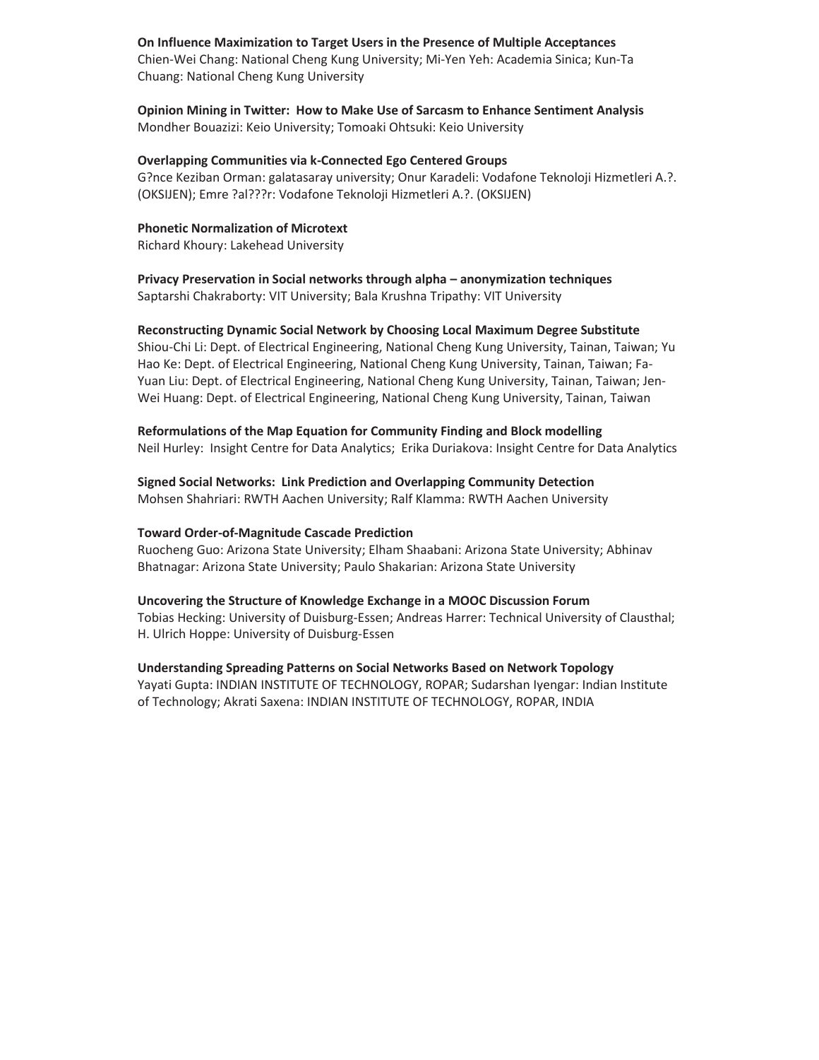**On Influence Maximization to Target Users in the Presence of Multiple Acceptances**
Chien-Wei Chang: National Cheng Kung University; Mi-Yen Yeh: Academia Sinica; Kun-Ta Chuang: National Cheng Kung University

**Opinion Mining in Twitter: How to Make Use of Sarcasm to Enhance Sentiment Analysis**
Mondher Bouazizi: Keio University; Tomoaki Ohtsuki: Keio University

**Overlapping Communities via k-Connected Ego Centered Groups**
G?nce Keziban Orman: galatasaray university; Onur Karadeli: Vodafone Teknoloji Hizmetleri A.?. (OKSIJEN); Emre ?al???r: Vodafone Teknoloji Hizmetleri A.?. (OKSIJEN)

**Phonetic Normalization of Microtext**
Richard Khoury: Lakehead University

**Privacy Preservation in Social networks through alpha – anonymization techniques**
Saptarshi Chakraborty: VIT University; Bala Krushna Tripathy: VIT University

**Reconstructing Dynamic Social Network by Choosing Local Maximum Degree Substitute**
Shiou-Chi Li: Dept. of Electrical Engineering, National Cheng Kung University, Tainan, Taiwan; Yu Hao Ke: Dept. of Electrical Engineering, National Cheng Kung University, Tainan, Taiwan; Fa-Yuan Liu: Dept. of Electrical Engineering, National Cheng Kung University, Tainan, Taiwan; Jen-Wei Huang: Dept. of Electrical Engineering, National Cheng Kung University, Tainan, Taiwan

**Reformulations of the Map Equation for Community Finding and Block modelling**
Neil Hurley: Insight Centre for Data Analytics; Erika Duriakova: Insight Centre for Data Analytics

**Signed Social Networks: Link Prediction and Overlapping Community Detection**
Mohsen Shahriari: RWTH Aachen University; Ralf Klamma: RWTH Aachen University

**Toward Order-of-Magnitude Cascade Prediction**
Ruocheng Guo: Arizona State University; Elham Shaabani: Arizona State University; Abhinav Bhatnagar: Arizona State University; Paulo Shakarian: Arizona State University

**Uncovering the Structure of Knowledge Exchange in a MOOC Discussion Forum**
Tobias Hecking: University of Duisburg-Essen; Andreas Harrer: Technical University of Clausthal; H. Ulrich Hoppe: University of Duisburg-Essen

**Understanding Spreading Patterns on Social Networks Based on Network Topology**
Yayati Gupta: INDIAN INSTITUTE OF TECHNOLOGY, ROPAR; Sudarshan Iyengar: Indian Institute of Technology; Akrati Saxena: INDIAN INSTITUTE OF TECHNOLOGY, ROPAR, INDIA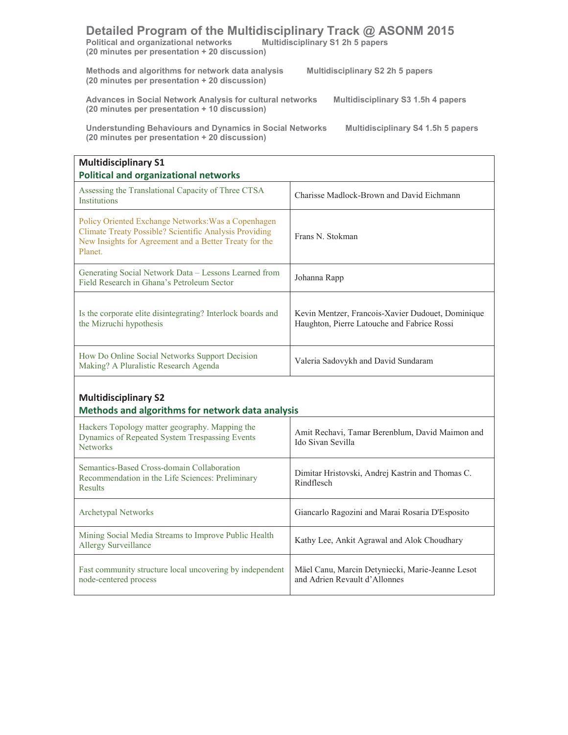# Detailed Program of the Multidisciplinary Track @ ASONM 2015

**Political and organizational networks** — **Multidisciplinary S1 2h 5 papers**
**(20 minutes per presentation + 20 discussion)**

**Methods and algorithms for network data analysis** — **Multidisciplinary S2 2h 5 papers**
**(20 minutes per presentation + 20 discussion)**

**Advances in Social Network Analysis for cultural networks** — **Multidisciplinary S3 1.5h 4 papers**
**(20 minutes per presentation + 10 discussion)**

**Understunding Behaviours and Dynamics in Social Networks** — **Multidisciplinary S4 1.5h 5 papers**
**(20 minutes per presentation + 20 discussion)**

| **Multidisciplinary S1** **Political and organizational networks** | |
|---|---|
| Assessing the Translational Capacity of Three CTSA Institutions | Charisse Madlock-Brown and David Eichmann |
| Policy Oriented Exchange Networks:Was a Copenhagen Climate Treaty Possible? Scientific Analysis Providing New Insights for Agreement and a Better Treaty for the Planet. | Frans N. Stokman |
| Generating Social Network Data – Lessons Learned from Field Research in Ghana's Petroleum Sector | Johanna Rapp |
| Is the corporate elite disintegrating? Interlock boards and the Mizruchi hypothesis | Kevin Mentzer, Francois-Xavier Dudouet, Dominique Haughton, Pierre Latouche and Fabrice Rossi |
| How Do Online Social Networks Support Decision Making? A Pluralistic Research Agenda | Valeria Sadovykh and David Sundaram |

| **Multidisciplinary S2** **Methods and algorithms for network data analysis** | |
|---|---|
| Hackers Topology matter geography. Mapping the Dynamics of Repeated System Trespassing Events Networks | Amit Rechavi, Tamar Berenblum, David Maimon and Ido Sivan Sevilla |
| Semantics-Based Cross-domain Collaboration Recommendation in the Life Sciences: Preliminary Results | Dimitar Hristovski, Andrej Kastrin and Thomas C. Rindflesch |
| Archetypal Networks | Giancarlo Ragozini and Marai Rosaria D'Esposito |
| Mining Social Media Streams to Improve Public Health Allergy Surveillance | Kathy Lee, Ankit Agrawal and Alok Choudhary |
| Fast community structure local uncovering by independent node-centered process | Mäel Canu, Marcin Detyniecki, Marie-Jeanne Lesot and Adrien Revault d'Allonnes |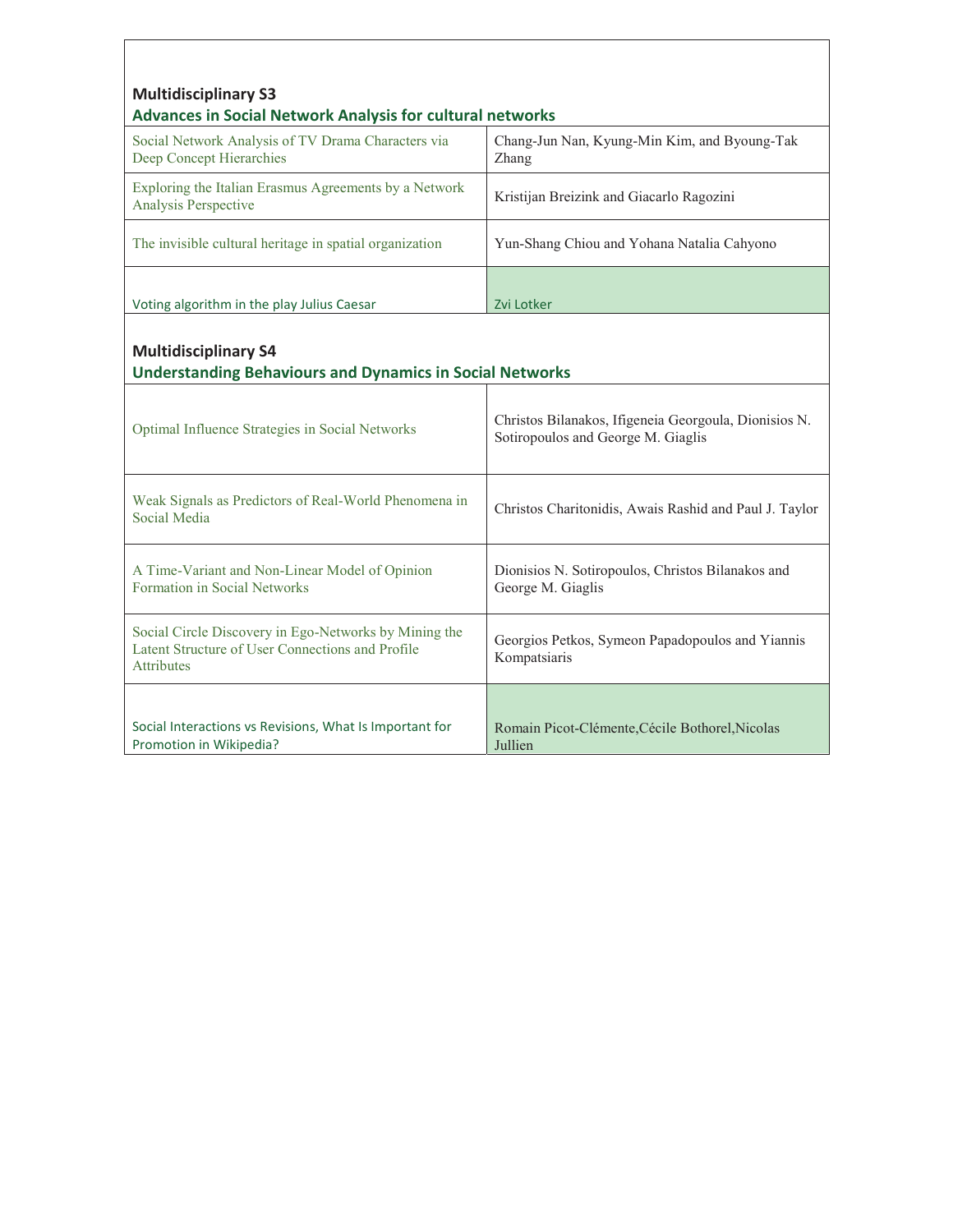**Multidisciplinary S3**

**Advances in Social Network Analysis for cultural networks**

| Title | Authors |
| --- | --- |
| Social Network Analysis of TV Drama Characters via Deep Concept Hierarchies | Chang-Jun Nan, Kyung-Min Kim, and Byoung-Tak Zhang |
| Exploring the Italian Erasmus Agreements by a Network Analysis Perspective | Kristijan Breizink and Giacarlo Ragozini |
| The invisible cultural heritage in spatial organization | Yun-Shang Chiou and Yohana Natalia Cahyono |
| Voting algorithm in the play Julius Caesar | Zvi Lotker |

**Multidisciplinary S4**

**Understanding Behaviours and Dynamics in Social Networks**

| Title | Authors |
| --- | --- |
| Optimal Influence Strategies in Social Networks | Christos Bilanakos, Ifigeneia Georgoula, Dionisios N. Sotiropoulos and George M. Giaglis |
| Weak Signals as Predictors of Real-World Phenomena in Social Media | Christos Charitonidis, Awais Rashid and Paul J. Taylor |
| A Time-Variant and Non-Linear Model of Opinion Formation in Social Networks | Dionisios N. Sotiropoulos, Christos Bilanakos and George M. Giaglis |
| Social Circle Discovery in Ego-Networks by Mining the Latent Structure of User Connections and Profile Attributes | Georgios Petkos, Symeon Papadopoulos and Yiannis Kompatsiaris |
| Social Interactions vs Revisions, What Is Important for Promotion in Wikipedia? | Romain Picot-Clémente,Cécile Bothorel,Nicolas Jullien |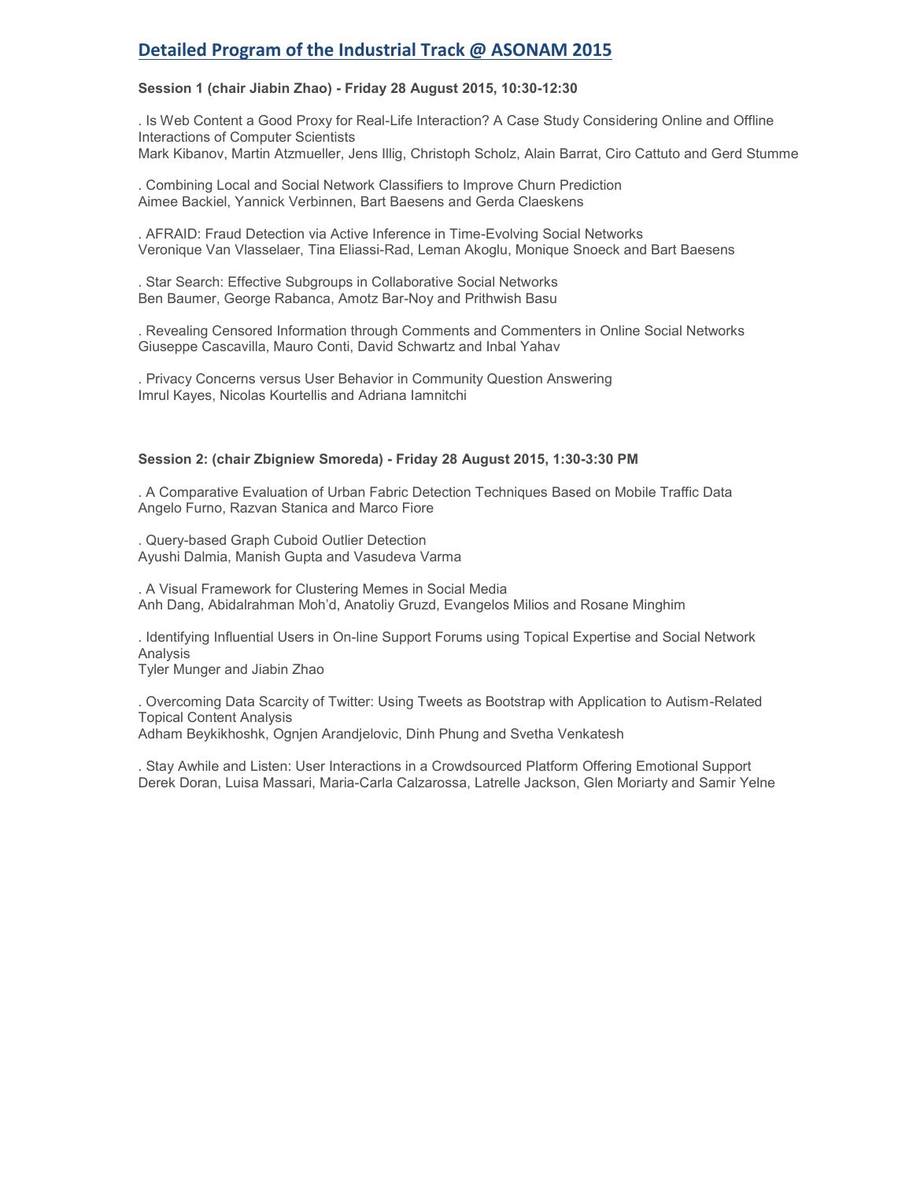# Detailed Program of the Industrial Track @ ASONAM 2015

**Session 1 (chair Jiabin Zhao) - Friday 28 August 2015, 10:30-12:30**

. Is Web Content a Good Proxy for Real-Life Interaction? A Case Study Considering Online and Offline Interactions of Computer Scientists
Mark Kibanov, Martin Atzmueller, Jens Illig, Christoph Scholz, Alain Barrat, Ciro Cattuto and Gerd Stumme

. Combining Local and Social Network Classifiers to Improve Churn Prediction
Aimee Backiel, Yannick Verbinnen, Bart Baesens and Gerda Claeskens

. AFRAID: Fraud Detection via Active Inference in Time-Evolving Social Networks
Veronique Van Vlasselaer, Tina Eliassi-Rad, Leman Akoglu, Monique Snoeck and Bart Baesens

. Star Search: Effective Subgroups in Collaborative Social Networks
Ben Baumer, George Rabanca, Amotz Bar-Noy and Prithwish Basu

. Revealing Censored Information through Comments and Commenters in Online Social Networks
Giuseppe Cascavilla, Mauro Conti, David Schwartz and Inbal Yahav

. Privacy Concerns versus User Behavior in Community Question Answering
Imrul Kayes, Nicolas Kourtellis and Adriana Iamnitchi

**Session 2: (chair Zbigniew Smoreda) - Friday 28 August 2015, 1:30-3:30 PM**

. A Comparative Evaluation of Urban Fabric Detection Techniques Based on Mobile Traffic Data
Angelo Furno, Razvan Stanica and Marco Fiore

. Query-based Graph Cuboid Outlier Detection
Ayushi Dalmia, Manish Gupta and Vasudeva Varma

. A Visual Framework for Clustering Memes in Social Media
Anh Dang, Abidalrahman Moh'd, Anatoliy Gruzd, Evangelos Milios and Rosane Minghim

. Identifying Influential Users in On-line Support Forums using Topical Expertise and Social Network Analysis
Tyler Munger and Jiabin Zhao

. Overcoming Data Scarcity of Twitter: Using Tweets as Bootstrap with Application to Autism-Related Topical Content Analysis
Adham Beykikhoshk, Ognjen Arandjelovic, Dinh Phung and Svetha Venkatesh

. Stay Awhile and Listen: User Interactions in a Crowdsourced Platform Offering Emotional Support
Derek Doran, Luisa Massari, Maria-Carla Calzarossa, Latrelle Jackson, Glen Moriarty and Samir Yelne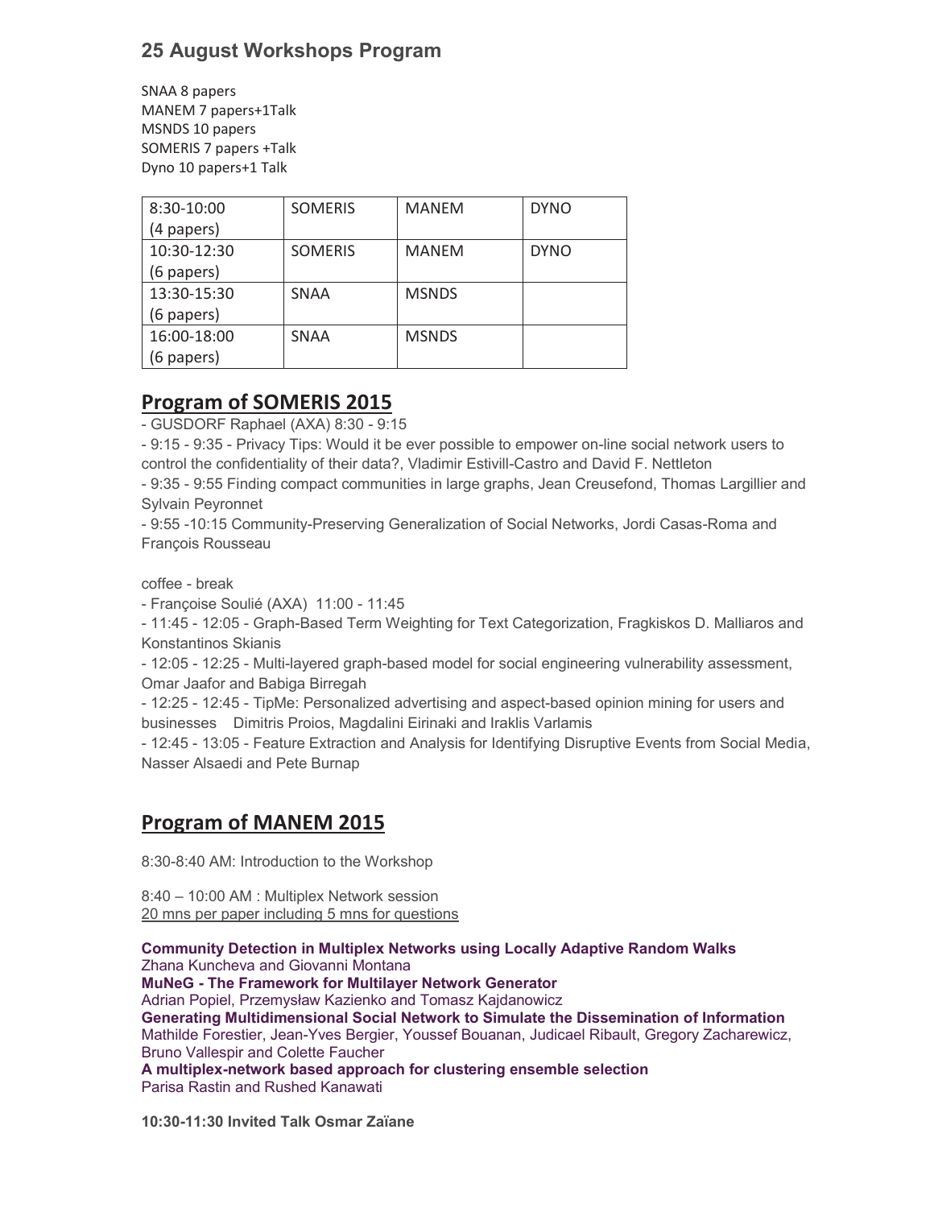## 25 August Workshops Program

SNAA 8 papers
MANEM 7 papers+1Talk
MSNDS 10 papers
SOMERIS 7 papers +Talk
Dyno 10 papers+1 Talk

| | | | |
|---|---|---|---|
| 8:30-10:00 (4 papers) | SOMERIS | MANEM | DYNO |
| 10:30-12:30 (6 papers) | SOMERIS | MANEM | DYNO |
| 13:30-15:30 (6 papers) | SNAA | MSNDS | |
| 16:00-18:00 (6 papers) | SNAA | MSNDS | |

## Program of SOMERIS 2015

- GUSDORF Raphael (AXA) 8:30 - 9:15
- 9:15 - 9:35 - Privacy Tips: Would it be ever possible to empower on-line social network users to control the confidentiality of their data?, Vladimir Estivill-Castro and David F. Nettleton
- 9:35 - 9:55 Finding compact communities in large graphs, Jean Creusefond, Thomas Largillier and Sylvain Peyronnet
- 9:55 -10:15 Community-Preserving Generalization of Social Networks, Jordi Casas-Roma and François Rousseau

coffee - break

- Françoise Soulié (AXA) 11:00 - 11:45
- 11:45 - 12:05 - Graph-Based Term Weighting for Text Categorization, Fragkiskos D. Malliaros and Konstantinos Skianis
- 12:05 - 12:25 - Multi-layered graph-based model for social engineering vulnerability assessment, Omar Jaafor and Babiga Birregah
- 12:25 - 12:45 - TipMe: Personalized advertising and aspect-based opinion mining for users and businesses Dimitris Proios, Magdalini Eirinaki and Iraklis Varlamis
- 12:45 - 13:05 - Feature Extraction and Analysis for Identifying Disruptive Events from Social Media, Nasser Alsaedi and Pete Burnap

## Program of MANEM 2015

8:30-8:40 AM: Introduction to the Workshop

8:40 – 10:00 AM : Multiplex Network session
20 mns per paper including 5 mns for questions

**Community Detection in Multiplex Networks using Locally Adaptive Random Walks**
Zhana Kuncheva and Giovanni Montana
**MuNeG - The Framework for Multilayer Network Generator**
Adrian Popiel, Przemysław Kazienko and Tomasz Kajdanowicz
**Generating Multidimensional Social Network to Simulate the Dissemination of Information**
Mathilde Forestier, Jean-Yves Bergier, Youssef Bouanan, Judicael Ribault, Gregory Zacharewicz, Bruno Vallespir and Colette Faucher
**A multiplex-network based approach for clustering ensemble selection**
Parisa Rastin and Rushed Kanawati

**10:30-11:30 Invited Talk Osmar Zaïane**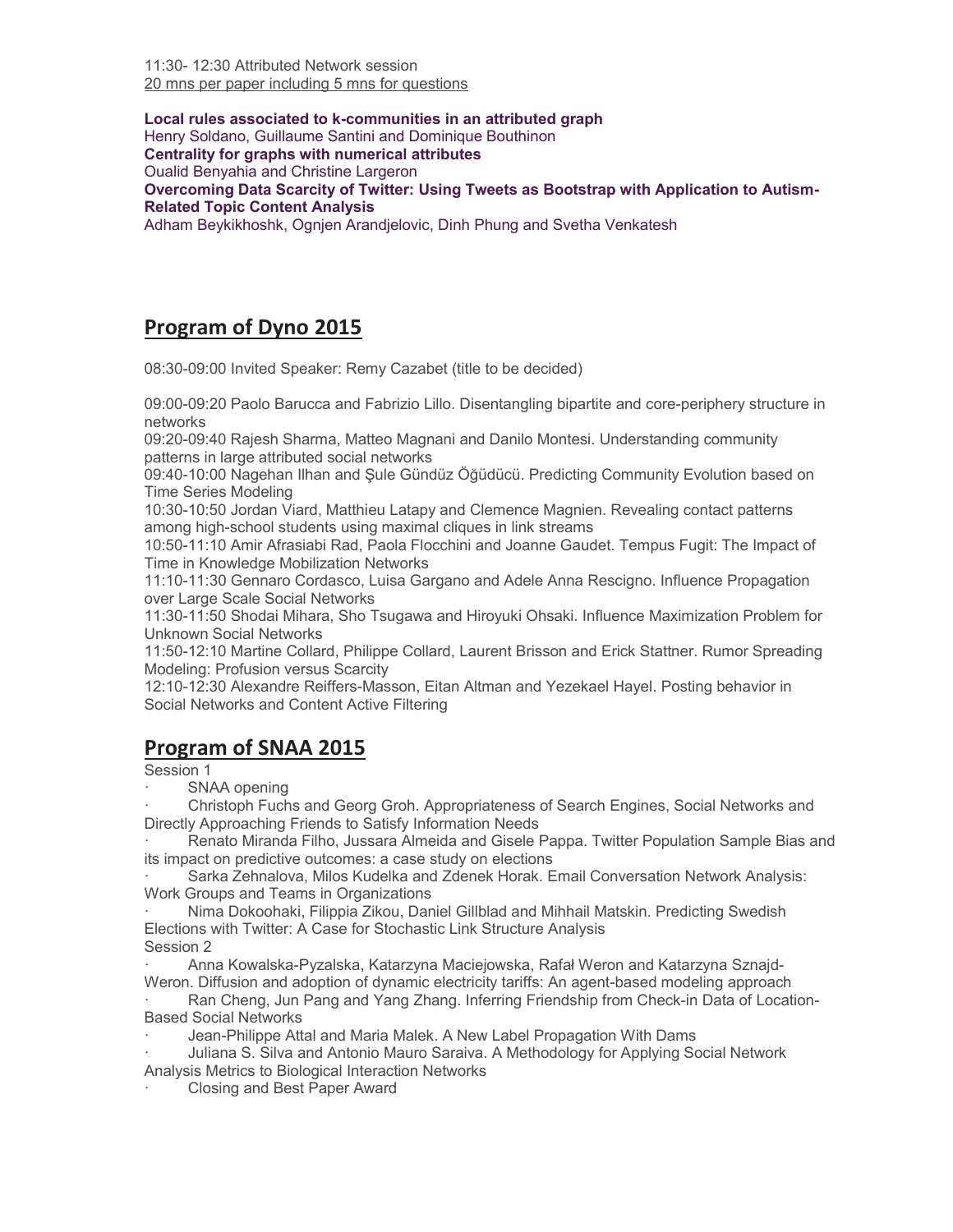11:30- 12:30 Attributed Network session
20 mns per paper including 5 mns for questions

**Local rules associated to k-communities in an attributed graph**
Henry Soldano, Guillaume Santini and Dominique Bouthinon
**Centrality for graphs with numerical attributes**
Oualid Benyahia and Christine Largeron
**Overcoming Data Scarcity of Twitter: Using Tweets as Bootstrap with Application to Autism-Related Topic Content Analysis**
Adham Beykikhoshk, Ognjen Arandjelovic, Dinh Phung and Svetha Venkatesh

## Program of Dyno 2015

08:30-09:00 Invited Speaker: Remy Cazabet (title to be decided)

09:00-09:20 Paolo Barucca and Fabrizio Lillo. Disentangling bipartite and core-periphery structure in networks
09:20-09:40 Rajesh Sharma, Matteo Magnani and Danilo Montesi. Understanding community patterns in large attributed social networks
09:40-10:00 Nagehan Ilhan and Şule Gündüz Öğüdücü. Predicting Community Evolution based on Time Series Modeling
10:30-10:50 Jordan Viard, Matthieu Latapy and Clemence Magnien. Revealing contact patterns among high-school students using maximal cliques in link streams
10:50-11:10 Amir Afrasiabi Rad, Paola Flocchini and Joanne Gaudet. Tempus Fugit: The Impact of Time in Knowledge Mobilization Networks
11:10-11:30 Gennaro Cordasco, Luisa Gargano and Adele Anna Rescigno. Influence Propagation over Large Scale Social Networks
11:30-11:50 Shodai Mihara, Sho Tsugawa and Hiroyuki Ohsaki. Influence Maximization Problem for Unknown Social Networks
11:50-12:10 Martine Collard, Philippe Collard, Laurent Brisson and Erick Stattner. Rumor Spreading Modeling: Profusion versus Scarcity
12:10-12:30 Alexandre Reiffers-Masson, Eitan Altman and Yezekael Hayel. Posting behavior in Social Networks and Content Active Filtering

## Program of SNAA 2015

Session 1

- SNAA opening
- Christoph Fuchs and Georg Groh. Appropriateness of Search Engines, Social Networks and Directly Approaching Friends to Satisfy Information Needs
- Renato Miranda Filho, Jussara Almeida and Gisele Pappa. Twitter Population Sample Bias and its impact on predictive outcomes: a case study on elections
- Sarka Zehnalova, Milos Kudelka and Zdenek Horak. Email Conversation Network Analysis: Work Groups and Teams in Organizations
- Nima Dokoohaki, Filippia Zikou, Daniel Gillblad and Mihhail Matskin. Predicting Swedish Elections with Twitter: A Case for Stochastic Link Structure Analysis

Session 2

- Anna Kowalska-Pyzalska, Katarzyna Maciejowska, Rafał Weron and Katarzyna Sznajd-Weron. Diffusion and adoption of dynamic electricity tariffs: An agent-based modeling approach
- Ran Cheng, Jun Pang and Yang Zhang. Inferring Friendship from Check-in Data of Location-Based Social Networks
- Jean-Philippe Attal and Maria Malek. A New Label Propagation With Dams
- Juliana S. Silva and Antonio Mauro Saraiva. A Methodology for Applying Social Network Analysis Metrics to Biological Interaction Networks
- Closing and Best Paper Award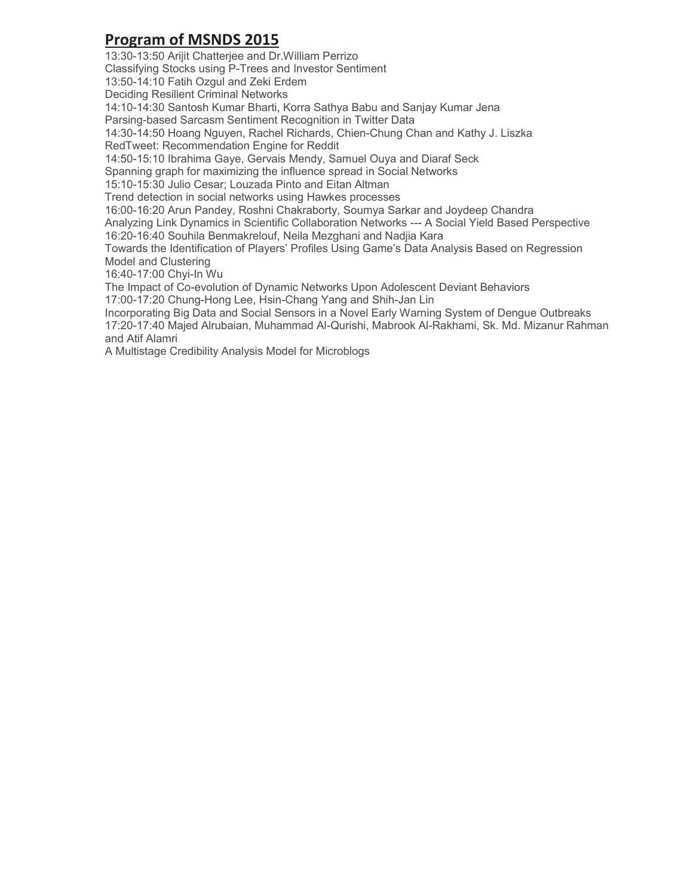## Program of MSNDS 2015

13:30-13:50 Arijit Chatterjee and Dr.William Perrizo
Classifying Stocks using P-Trees and Investor Sentiment
13:50-14:10 Fatih Ozgul and Zeki Erdem
Deciding Resilient Criminal Networks
14:10-14:30 Santosh Kumar Bharti, Korra Sathya Babu and Sanjay Kumar Jena
Parsing-based Sarcasm Sentiment Recognition in Twitter Data
14:30-14:50 Hoang Nguyen, Rachel Richards, Chien-Chung Chan and Kathy J. Liszka
RedTweet: Recommendation Engine for Reddit
14:50-15:10 Ibrahima Gaye, Gervais Mendy, Samuel Ouya and Diaraf Seck
Spanning graph for maximizing the influence spread in Social Networks
15:10-15:30 Julio Cesar; Louzada Pinto and Eitan Altman
Trend detection in social networks using Hawkes processes
16:00-16:20 Arun Pandey, Roshni Chakraborty, Soumya Sarkar and Joydeep Chandra
Analyzing Link Dynamics in Scientific Collaboration Networks --- A Social Yield Based Perspective
16:20-16:40 Souhila Benmakrelouf, Neila Mezghani and Nadjia Kara
Towards the Identification of Players' Profiles Using Game's Data Analysis Based on Regression Model and Clustering
16:40-17:00 Chyi-In Wu
The Impact of Co-evolution of Dynamic Networks Upon Adolescent Deviant Behaviors
17:00-17:20 Chung-Hong Lee, Hsin-Chang Yang and Shih-Jan Lin
Incorporating Big Data and Social Sensors in a Novel Early Warning System of Dengue Outbreaks
17:20-17:40 Majed Alrubaian, Muhammad Al-Qurishi, Mabrook Al-Rakhami, Sk. Md. Mizanur Rahman and Atif Alamri
A Multistage Credibility Analysis Model for Microblogs